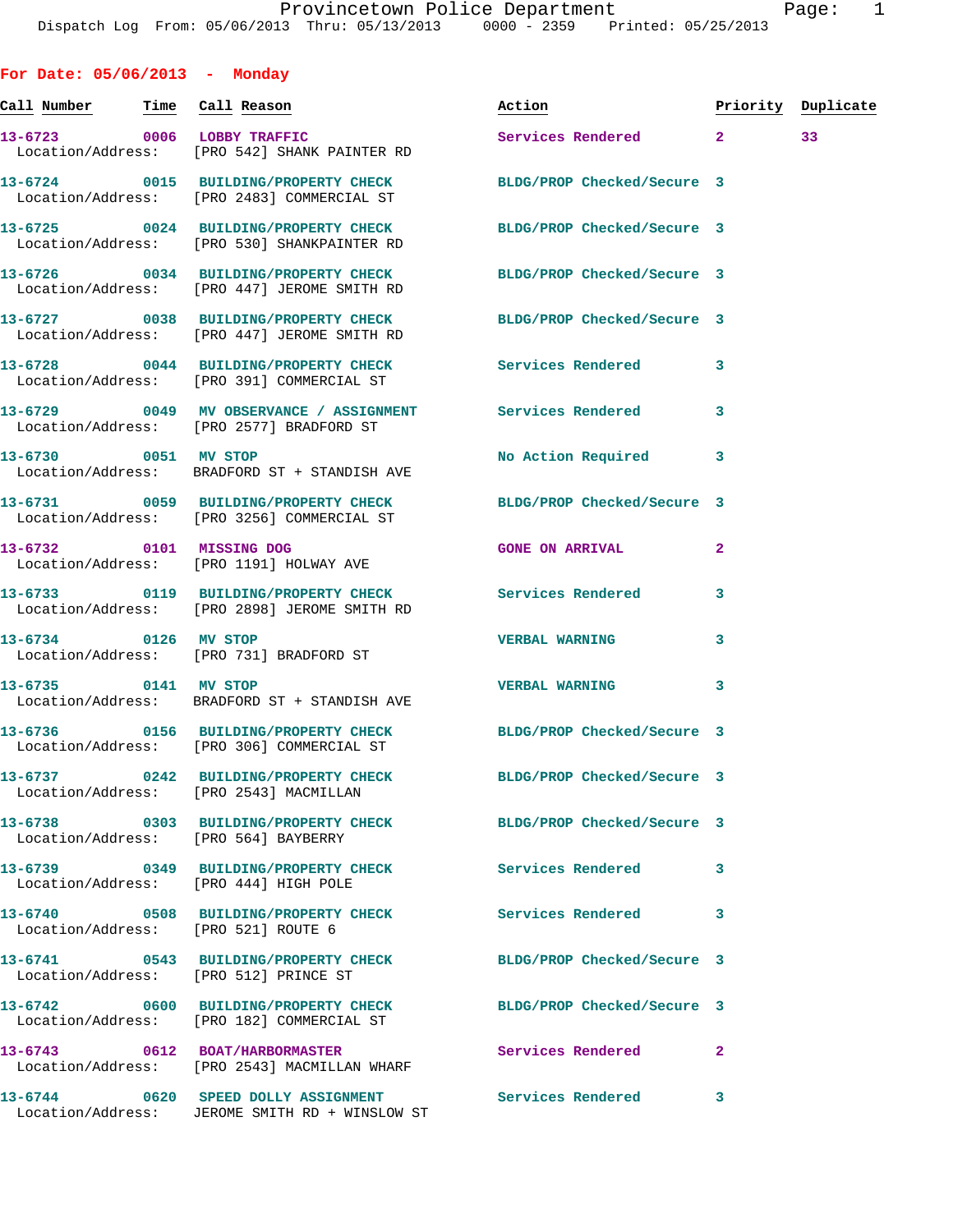Provincetown Police Department
Dispatch Log From: 05/06/2013 Thru: 05/13/2013 0000 - 2359 Printed: 05/25/2013

## For Date: 05/06/2013 - Monday

| Call Number | Time | Call Reason | Action | Priority | Duplicate |
|---|---|---|---|---|---|
| 13-6723 | 0006 | LOBBY TRAFFIC | Services Rendered | 2 | 33 |
| Location/Address: | | [PRO 542] SHANK PAINTER RD | | | |
| 13-6724 | 0015 | BUILDING/PROPERTY CHECK | BLDG/PROP Checked/Secure | 3 | |
| Location/Address: | | [PRO 2483] COMMERCIAL ST | | | |
| 13-6725 | 0024 | BUILDING/PROPERTY CHECK | BLDG/PROP Checked/Secure | 3 | |
| Location/Address: | | [PRO 530] SHANKPAINTER RD | | | |
| 13-6726 | 0034 | BUILDING/PROPERTY CHECK | BLDG/PROP Checked/Secure | 3 | |
| Location/Address: | | [PRO 447] JEROME SMITH RD | | | |
| 13-6727 | 0038 | BUILDING/PROPERTY CHECK | BLDG/PROP Checked/Secure | 3 | |
| Location/Address: | | [PRO 447] JEROME SMITH RD | | | |
| 13-6728 | 0044 | BUILDING/PROPERTY CHECK | Services Rendered | 3 | |
| Location/Address: | | [PRO 391] COMMERCIAL ST | | | |
| 13-6729 | 0049 | MV OBSERVANCE / ASSIGNMENT | Services Rendered | 3 | |
| Location/Address: | | [PRO 2577] BRADFORD ST | | | |
| 13-6730 | 0051 | MV STOP | No Action Required | 3 | |
| Location/Address: | | BRADFORD ST + STANDISH AVE | | | |
| 13-6731 | 0059 | BUILDING/PROPERTY CHECK | BLDG/PROP Checked/Secure | 3 | |
| Location/Address: | | [PRO 3256] COMMERCIAL ST | | | |
| 13-6732 | 0101 | MISSING DOG | GONE ON ARRIVAL | 2 | |
| Location/Address: | | [PRO 1191] HOLWAY AVE | | | |
| 13-6733 | 0119 | BUILDING/PROPERTY CHECK | Services Rendered | 3 | |
| Location/Address: | | [PRO 2898] JEROME SMITH RD | | | |
| 13-6734 | 0126 | MV STOP | VERBAL WARNING | 3 | |
| Location/Address: | | [PRO 731] BRADFORD ST | | | |
| 13-6735 | 0141 | MV STOP | VERBAL WARNING | 3 | |
| Location/Address: | | BRADFORD ST + STANDISH AVE | | | |
| 13-6736 | 0156 | BUILDING/PROPERTY CHECK | BLDG/PROP Checked/Secure | 3 | |
| Location/Address: | | [PRO 306] COMMERCIAL ST | | | |
| 13-6737 | 0242 | BUILDING/PROPERTY CHECK | BLDG/PROP Checked/Secure | 3 | |
| Location/Address: | | [PRO 2543] MACMILLAN | | | |
| 13-6738 | 0303 | BUILDING/PROPERTY CHECK | BLDG/PROP Checked/Secure | 3 | |
| Location/Address: | | [PRO 564] BAYBERRY | | | |
| 13-6739 | 0349 | BUILDING/PROPERTY CHECK | Services Rendered | 3 | |
| Location/Address: | | [PRO 444] HIGH POLE | | | |
| 13-6740 | 0508 | BUILDING/PROPERTY CHECK | Services Rendered | 3 | |
| Location/Address: | | [PRO 521] ROUTE 6 | | | |
| 13-6741 | 0543 | BUILDING/PROPERTY CHECK | BLDG/PROP Checked/Secure | 3 | |
| Location/Address: | | [PRO 512] PRINCE ST | | | |
| 13-6742 | 0600 | BUILDING/PROPERTY CHECK | BLDG/PROP Checked/Secure | 3 | |
| Location/Address: | | [PRO 182] COMMERCIAL ST | | | |
| 13-6743 | 0612 | BOAT/HARBORMASTER | Services Rendered | 2 | |
| Location/Address: | | [PRO 2543] MACMILLAN WHARF | | | |
| 13-6744 | 0620 | SPEED DOLLY ASSIGNMENT | Services Rendered | 3 | |
| Location/Address: | | JEROME SMITH RD + WINSLOW ST | | | |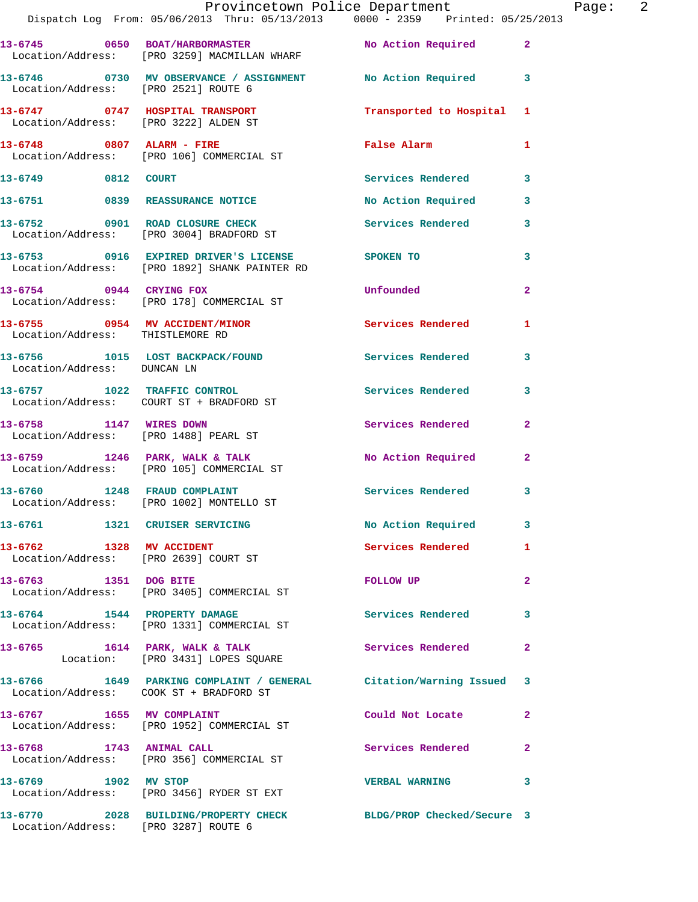13-6745 0650 BOAT/HARBORMASTER No Action Required 2
Location/Address: [PRO 3259] MACMILLAN WHARF

13-6746 0730 MV OBSERVANCE / ASSIGNMENT No Action Required 3
Location/Address: [PRO 2521] ROUTE 6

13-6747 0747 HOSPITAL TRANSPORT Transported to Hospital 1
Location/Address: [PRO 3222] ALDEN ST

13-6748 0807 ALARM - FIRE False Alarm 1
Location/Address: [PRO 106] COMMERCIAL ST

13-6749 0812 COURT Services Rendered 3

13-6751 0839 REASSURANCE NOTICE No Action Required 3

13-6752 0901 ROAD CLOSURE CHECK Services Rendered 3
Location/Address: [PRO 3004] BRADFORD ST

13-6753 0916 EXPIRED DRIVER'S LICENSE SPOKEN TO 3
Location/Address: [PRO 1892] SHANK PAINTER RD

13-6754 0944 CRYING FOX Unfounded 2
Location/Address: [PRO 178] COMMERCIAL ST

13-6755 0954 MV ACCIDENT/MINOR Services Rendered 1
Location/Address: THISTLEMORE RD

13-6756 1015 LOST BACKPACK/FOUND Services Rendered 3
Location/Address: DUNCAN LN

13-6757 1022 TRAFFIC CONTROL Services Rendered 3
Location/Address: COURT ST + BRADFORD ST

13-6758 1147 WIRES DOWN Services Rendered 2
Location/Address: [PRO 1488] PEARL ST

13-6759 1246 PARK, WALK & TALK No Action Required 2
Location/Address: [PRO 105] COMMERCIAL ST

13-6760 1248 FRAUD COMPLAINT Services Rendered 3
Location/Address: [PRO 1002] MONTELLO ST

13-6761 1321 CRUISER SERVICING No Action Required 3

13-6762 1328 MV ACCIDENT Services Rendered 1
Location/Address: [PRO 2639] COURT ST

13-6763 1351 DOG BITE FOLLOW UP 2
Location/Address: [PRO 3405] COMMERCIAL ST

13-6764 1544 PROPERTY DAMAGE Services Rendered 3
Location/Address: [PRO 1331] COMMERCIAL ST

13-6765 1614 PARK, WALK & TALK Services Rendered 2
Location: [PRO 3431] LOPES SQUARE

13-6766 1649 PARKING COMPLAINT / GENERAL Citation/Warning Issued 3
Location/Address: COOK ST + BRADFORD ST

13-6767 1655 MV COMPLAINT Could Not Locate 2
Location/Address: [PRO 1952] COMMERCIAL ST

13-6768 1743 ANIMAL CALL Services Rendered 2
Location/Address: [PRO 356] COMMERCIAL ST

13-6769 1902 MV STOP VERBAL WARNING 3
Location/Address: [PRO 3456] RYDER ST EXT

13-6770 2028 BUILDING/PROPERTY CHECK BLDG/PROP Checked/Secure 3
Location/Address: [PRO 3287] ROUTE 6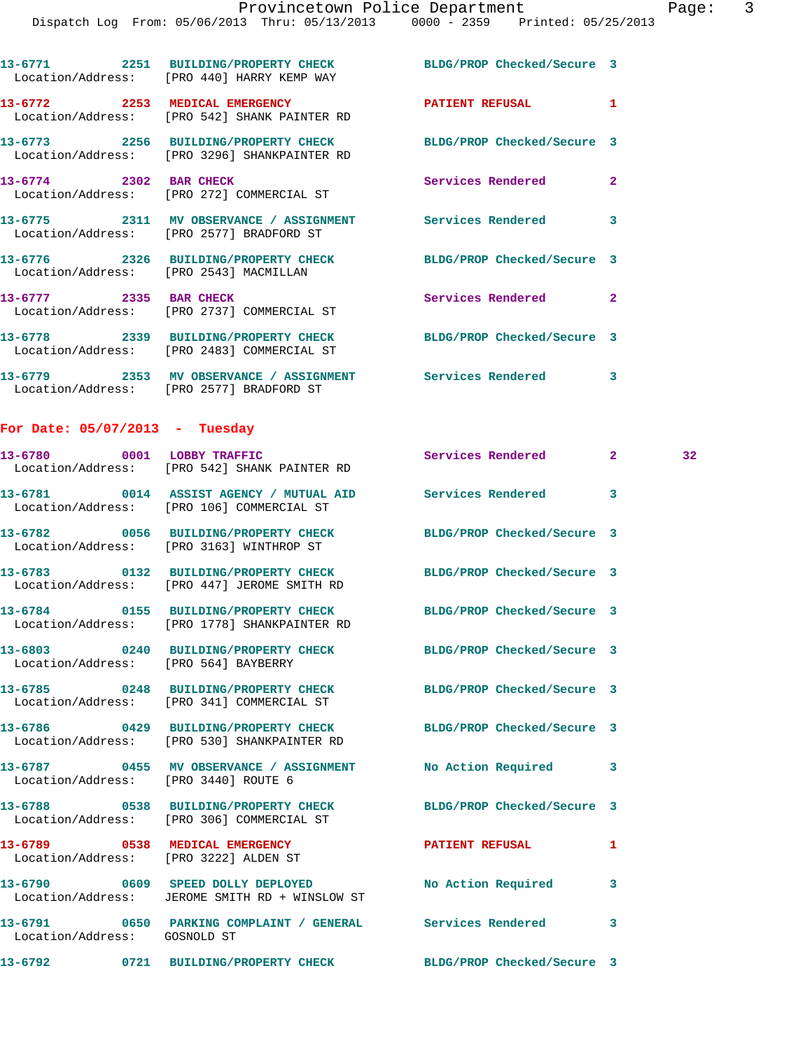13-6771 2251 BUILDING/PROPERTY CHECK BLDG/PROP Checked/Secure 3
Location/Address: [PRO 440] HARRY KEMP WAY

13-6772 2253 MEDICAL EMERGENCY PATIENT REFUSAL 1
Location/Address: [PRO 542] SHANK PAINTER RD

13-6773 2256 BUILDING/PROPERTY CHECK BLDG/PROP Checked/Secure 3
Location/Address: [PRO 3296] SHANKPAINTER RD

13-6774 2302 BAR CHECK Services Rendered 2
Location/Address: [PRO 272] COMMERCIAL ST

13-6775 2311 MV OBSERVANCE / ASSIGNMENT Services Rendered 3
Location/Address: [PRO 2577] BRADFORD ST

13-6776 2326 BUILDING/PROPERTY CHECK BLDG/PROP Checked/Secure 3
Location/Address: [PRO 2543] MACMILLAN

13-6777 2335 BAR CHECK Services Rendered 2
Location/Address: [PRO 2737] COMMERCIAL ST

13-6778 2339 BUILDING/PROPERTY CHECK BLDG/PROP Checked/Secure 3
Location/Address: [PRO 2483] COMMERCIAL ST

13-6779 2353 MV OBSERVANCE / ASSIGNMENT Services Rendered 3
Location/Address: [PRO 2577] BRADFORD ST

## For Date: 05/07/2013 - Tuesday

13-6780 0001 LOBBY TRAFFIC Services Rendered 2 32
Location/Address: [PRO 542] SHANK PAINTER RD

13-6781 0014 ASSIST AGENCY / MUTUAL AID Services Rendered 3
Location/Address: [PRO 106] COMMERCIAL ST

13-6782 0056 BUILDING/PROPERTY CHECK BLDG/PROP Checked/Secure 3
Location/Address: [PRO 3163] WINTHROP ST

13-6783 0132 BUILDING/PROPERTY CHECK BLDG/PROP Checked/Secure 3
Location/Address: [PRO 447] JEROME SMITH RD

13-6784 0155 BUILDING/PROPERTY CHECK BLDG/PROP Checked/Secure 3
Location/Address: [PRO 1778] SHANKPAINTER RD

13-6803 0240 BUILDING/PROPERTY CHECK BLDG/PROP Checked/Secure 3
Location/Address: [PRO 564] BAYBERRY

13-6785 0248 BUILDING/PROPERTY CHECK BLDG/PROP Checked/Secure 3
Location/Address: [PRO 341] COMMERCIAL ST

13-6786 0429 BUILDING/PROPERTY CHECK BLDG/PROP Checked/Secure 3
Location/Address: [PRO 530] SHANKPAINTER RD

13-6787 0455 MV OBSERVANCE / ASSIGNMENT No Action Required 3
Location/Address: [PRO 3440] ROUTE 6

13-6788 0538 BUILDING/PROPERTY CHECK BLDG/PROP Checked/Secure 3
Location/Address: [PRO 306] COMMERCIAL ST

13-6789 0538 MEDICAL EMERGENCY PATIENT REFUSAL 1
Location/Address: [PRO 3222] ALDEN ST

13-6790 0609 SPEED DOLLY DEPLOYED No Action Required 3
Location/Address: JEROME SMITH RD + WINSLOW ST

13-6791 0650 PARKING COMPLAINT / GENERAL Services Rendered 3
Location/Address: GOSNOLD ST

13-6792 0721 BUILDING/PROPERTY CHECK BLDG/PROP Checked/Secure 3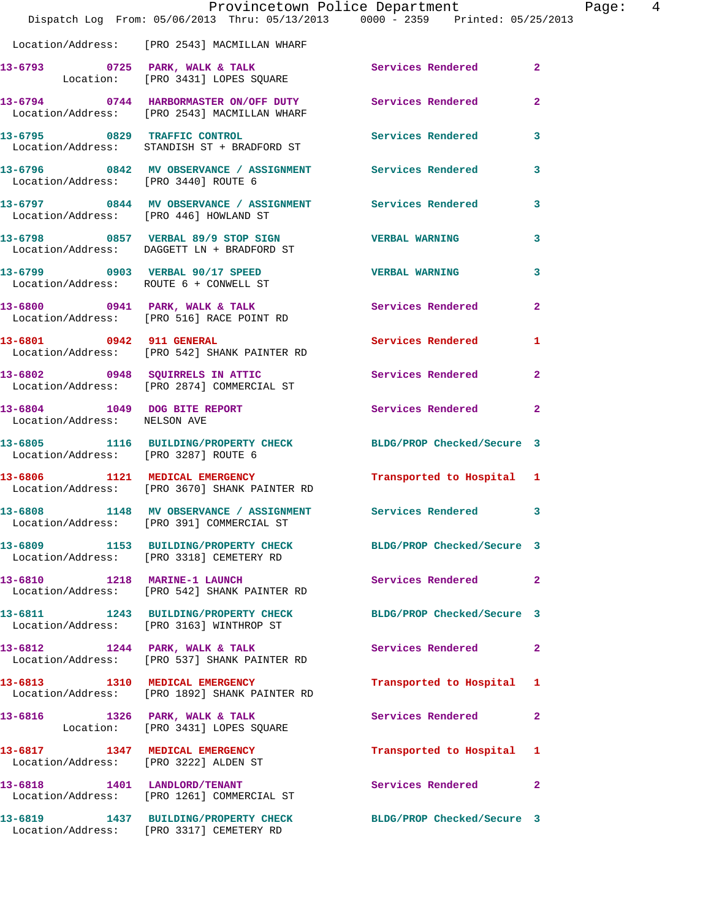Location/Address: [PRO 2543] MACMILLAN WHARF

| Call # | Time | Call Reason | Action | Priority |
|---|---|---|---|---|
| 13-6793 | 0725 | PARK, WALK & TALK | Services Rendered | 2 |
| | | Location: [PRO 3431] LOPES SQUARE | | |
| 13-6794 | 0744 | HARBORMASTER ON/OFF DUTY | Services Rendered | 2 |
| | | Location/Address: [PRO 2543] MACMILLAN WHARF | | |
| 13-6795 | 0829 | TRAFFIC CONTROL | Services Rendered | 3 |
| | | Location/Address: STANDISH ST + BRADFORD ST | | |
| 13-6796 | 0842 | MV OBSERVANCE / ASSIGNMENT | Services Rendered | 3 |
| | | Location/Address: [PRO 3440] ROUTE 6 | | |
| 13-6797 | 0844 | MV OBSERVANCE / ASSIGNMENT | Services Rendered | 3 |
| | | Location/Address: [PRO 446] HOWLAND ST | | |
| 13-6798 | 0857 | VERBAL 89/9 STOP SIGN | VERBAL WARNING | 3 |
| | | Location/Address: DAGGETT LN + BRADFORD ST | | |
| 13-6799 | 0903 | VERBAL 90/17 SPEED | VERBAL WARNING | 3 |
| | | Location/Address: ROUTE 6 + CONWELL ST | | |
| 13-6800 | 0941 | PARK, WALK & TALK | Services Rendered | 2 |
| | | Location/Address: [PRO 516] RACE POINT RD | | |
| 13-6801 | 0942 | 911 GENERAL | Services Rendered | 1 |
| | | Location/Address: [PRO 542] SHANK PAINTER RD | | |
| 13-6802 | 0948 | SQUIRRELS IN ATTIC | Services Rendered | 2 |
| | | Location/Address: [PRO 2874] COMMERCIAL ST | | |
| 13-6804 | 1049 | DOG BITE REPORT | Services Rendered | 2 |
| | | Location/Address: NELSON AVE | | |
| 13-6805 | 1116 | BUILDING/PROPERTY CHECK | BLDG/PROP Checked/Secure | 3 |
| | | Location/Address: [PRO 3287] ROUTE 6 | | |
| 13-6806 | 1121 | MEDICAL EMERGENCY | Transported to Hospital | 1 |
| | | Location/Address: [PRO 3670] SHANK PAINTER RD | | |
| 13-6808 | 1148 | MV OBSERVANCE / ASSIGNMENT | Services Rendered | 3 |
| | | Location/Address: [PRO 391] COMMERCIAL ST | | |
| 13-6809 | 1153 | BUILDING/PROPERTY CHECK | BLDG/PROP Checked/Secure | 3 |
| | | Location/Address: [PRO 3318] CEMETERY RD | | |
| 13-6810 | 1218 | MARINE-1 LAUNCH | Services Rendered | 2 |
| | | Location/Address: [PRO 542] SHANK PAINTER RD | | |
| 13-6811 | 1243 | BUILDING/PROPERTY CHECK | BLDG/PROP Checked/Secure | 3 |
| | | Location/Address: [PRO 3163] WINTHROP ST | | |
| 13-6812 | 1244 | PARK, WALK & TALK | Services Rendered | 2 |
| | | Location/Address: [PRO 537] SHANK PAINTER RD | | |
| 13-6813 | 1310 | MEDICAL EMERGENCY | Transported to Hospital | 1 |
| | | Location/Address: [PRO 1892] SHANK PAINTER RD | | |
| 13-6816 | 1326 | PARK, WALK & TALK | Services Rendered | 2 |
| | | Location: [PRO 3431] LOPES SQUARE | | |
| 13-6817 | 1347 | MEDICAL EMERGENCY | Transported to Hospital | 1 |
| | | Location/Address: [PRO 3222] ALDEN ST | | |
| 13-6818 | 1401 | LANDLORD/TENANT | Services Rendered | 2 |
| | | Location/Address: [PRO 1261] COMMERCIAL ST | | |
| 13-6819 | 1437 | BUILDING/PROPERTY CHECK | BLDG/PROP Checked/Secure | 3 |
| | | Location/Address: [PRO 3317] CEMETERY RD | | |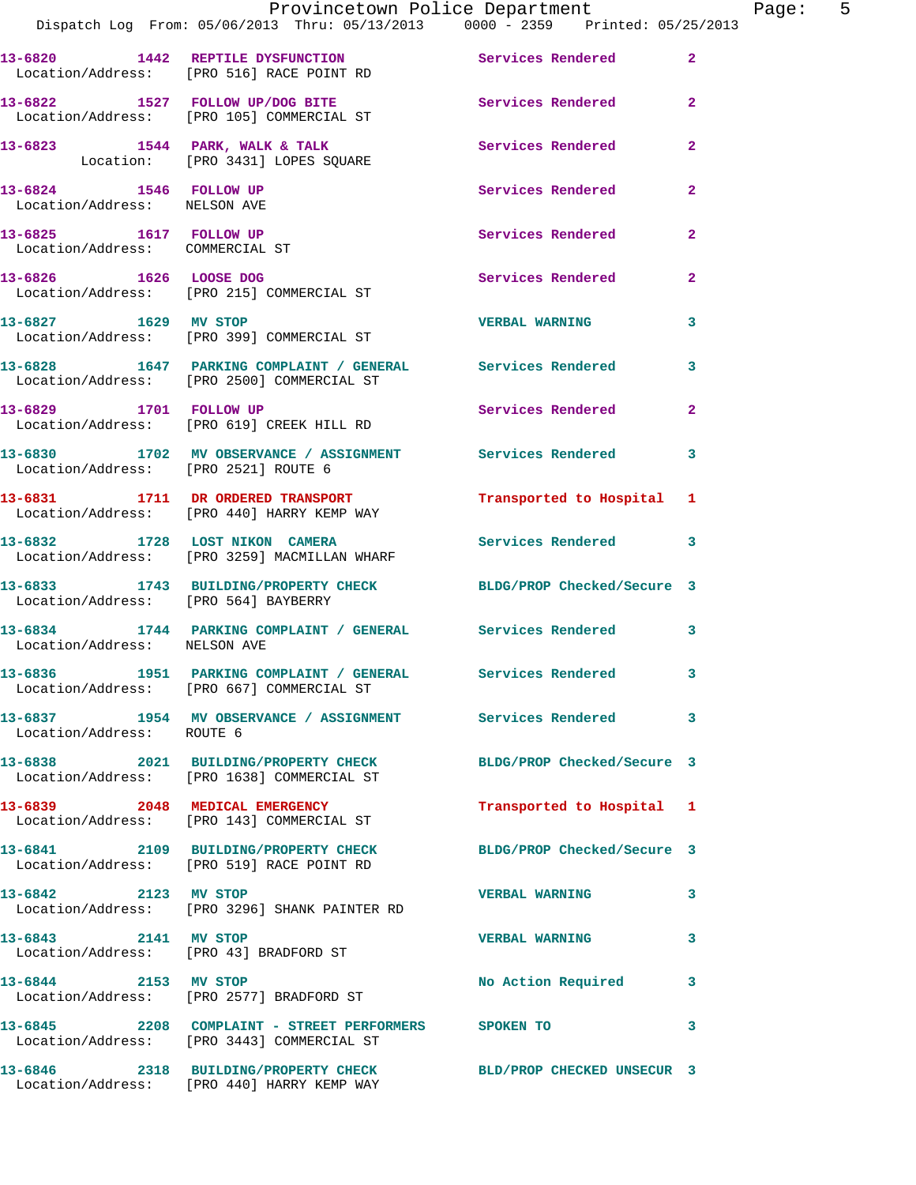| Call Number | Time | Call Reason | Action | Priority |
|---|---|---|---|---|
| 13-6820 | 1442 | REPTILE DYSFUNCTION | Services Rendered | 2 |
| Location/Address: | | [PRO 516] RACE POINT RD | | |
| 13-6822 | 1527 | FOLLOW UP/DOG BITE | Services Rendered | 2 |
| Location/Address: | | [PRO 105] COMMERCIAL ST | | |
| 13-6823 | 1544 | PARK, WALK & TALK | Services Rendered | 2 |
| Location: | | [PRO 3431] LOPES SQUARE | | |
| 13-6824 | 1546 | FOLLOW UP | Services Rendered | 2 |
| Location/Address: | | NELSON AVE | | |
| 13-6825 | 1617 | FOLLOW UP | Services Rendered | 2 |
| Location/Address: | | COMMERCIAL ST | | |
| 13-6826 | 1626 | LOOSE DOG | Services Rendered | 2 |
| Location/Address: | | [PRO 215] COMMERCIAL ST | | |
| 13-6827 | 1629 | MV STOP | VERBAL WARNING | 3 |
| Location/Address: | | [PRO 399] COMMERCIAL ST | | |
| 13-6828 | 1647 | PARKING COMPLAINT / GENERAL | Services Rendered | 3 |
| Location/Address: | | [PRO 2500] COMMERCIAL ST | | |
| 13-6829 | 1701 | FOLLOW UP | Services Rendered | 2 |
| Location/Address: | | [PRO 619] CREEK HILL RD | | |
| 13-6830 | 1702 | MV OBSERVANCE / ASSIGNMENT | Services Rendered | 3 |
| Location/Address: | | [PRO 2521] ROUTE 6 | | |
| 13-6831 | 1711 | DR ORDERED TRANSPORT | Transported to Hospital | 1 |
| Location/Address: | | [PRO 440] HARRY KEMP WAY | | |
| 13-6832 | 1728 | LOST NIKON CAMERA | Services Rendered | 3 |
| Location/Address: | | [PRO 3259] MACMILLAN WHARF | | |
| 13-6833 | 1743 | BUILDING/PROPERTY CHECK | BLDG/PROP Checked/Secure | 3 |
| Location/Address: | | [PRO 564] BAYBERRY | | |
| 13-6834 | 1744 | PARKING COMPLAINT / GENERAL | Services Rendered | 3 |
| Location/Address: | | NELSON AVE | | |
| 13-6836 | 1951 | PARKING COMPLAINT / GENERAL | Services Rendered | 3 |
| Location/Address: | | [PRO 667] COMMERCIAL ST | | |
| 13-6837 | 1954 | MV OBSERVANCE / ASSIGNMENT | Services Rendered | 3 |
| Location/Address: | | ROUTE 6 | | |
| 13-6838 | 2021 | BUILDING/PROPERTY CHECK | BLDG/PROP Checked/Secure | 3 |
| Location/Address: | | [PRO 1638] COMMERCIAL ST | | |
| 13-6839 | 2048 | MEDICAL EMERGENCY | Transported to Hospital | 1 |
| Location/Address: | | [PRO 143] COMMERCIAL ST | | |
| 13-6841 | 2109 | BUILDING/PROPERTY CHECK | BLDG/PROP Checked/Secure | 3 |
| Location/Address: | | [PRO 519] RACE POINT RD | | |
| 13-6842 | 2123 | MV STOP | VERBAL WARNING | 3 |
| Location/Address: | | [PRO 3296] SHANK PAINTER RD | | |
| 13-6843 | 2141 | MV STOP | VERBAL WARNING | 3 |
| Location/Address: | | [PRO 43] BRADFORD ST | | |
| 13-6844 | 2153 | MV STOP | No Action Required | 3 |
| Location/Address: | | [PRO 2577] BRADFORD ST | | |
| 13-6845 | 2208 | COMPLAINT - STREET PERFORMERS | SPOKEN TO | 3 |
| Location/Address: | | [PRO 3443] COMMERCIAL ST | | |
| 13-6846 | 2318 | BUILDING/PROPERTY CHECK | BLD/PROP CHECKED UNSECUR | 3 |
| Location/Address: | | [PRO 440] HARRY KEMP WAY | | |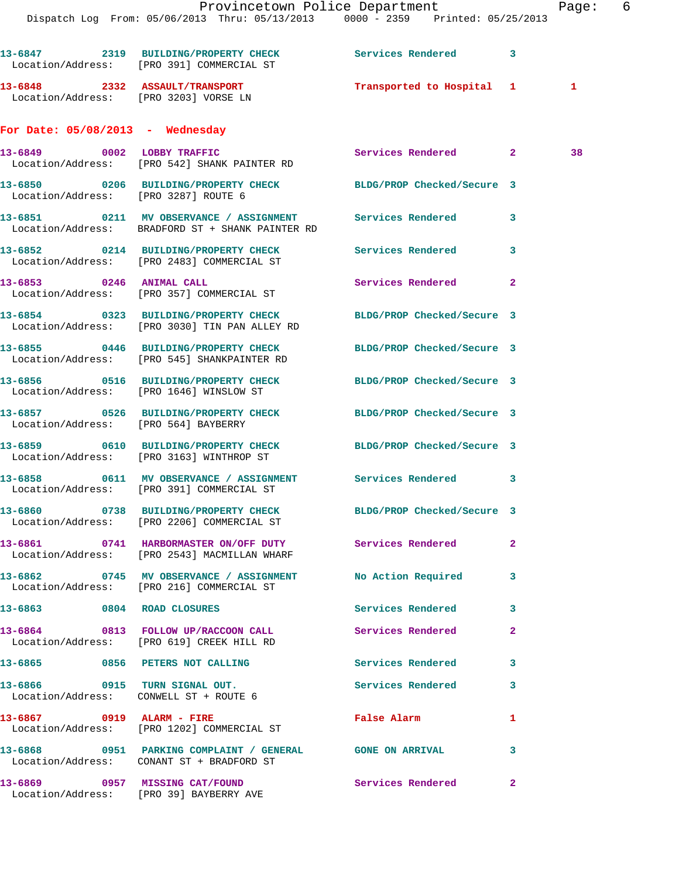13-6847 2319 BUILDING/PROPERTY CHECK Services Rendered 3
Location/Address: [PRO 391] COMMERCIAL ST

13-6848 2332 ASSAULT/TRANSPORT Transported to Hospital 1 1
Location/Address: [PRO 3203] VORSE LN

## For Date: 05/08/2013 - Wednesday

13-6849 0002 LOBBY TRAFFIC Services Rendered 2 38
Location/Address: [PRO 542] SHANK PAINTER RD

13-6850 0206 BUILDING/PROPERTY CHECK BLDG/PROP Checked/Secure 3
Location/Address: [PRO 3287] ROUTE 6

13-6851 0211 MV OBSERVANCE / ASSIGNMENT Services Rendered 3
Location/Address: BRADFORD ST + SHANK PAINTER RD

13-6852 0214 BUILDING/PROPERTY CHECK Services Rendered 3
Location/Address: [PRO 2483] COMMERCIAL ST

13-6853 0246 ANIMAL CALL Services Rendered 2
Location/Address: [PRO 357] COMMERCIAL ST

13-6854 0323 BUILDING/PROPERTY CHECK BLDG/PROP Checked/Secure 3
Location/Address: [PRO 3030] TIN PAN ALLEY RD

13-6855 0446 BUILDING/PROPERTY CHECK BLDG/PROP Checked/Secure 3
Location/Address: [PRO 545] SHANKPAINTER RD

13-6856 0516 BUILDING/PROPERTY CHECK BLDG/PROP Checked/Secure 3
Location/Address: [PRO 1646] WINSLOW ST

13-6857 0526 BUILDING/PROPERTY CHECK BLDG/PROP Checked/Secure 3
Location/Address: [PRO 564] BAYBERRY

13-6859 0610 BUILDING/PROPERTY CHECK BLDG/PROP Checked/Secure 3
Location/Address: [PRO 3163] WINTHROP ST

13-6858 0611 MV OBSERVANCE / ASSIGNMENT Services Rendered 3
Location/Address: [PRO 391] COMMERCIAL ST

13-6860 0738 BUILDING/PROPERTY CHECK BLDG/PROP Checked/Secure 3
Location/Address: [PRO 2206] COMMERCIAL ST

13-6861 0741 HARBORMASTER ON/OFF DUTY Services Rendered 2
Location/Address: [PRO 2543] MACMILLAN WHARF

13-6862 0745 MV OBSERVANCE / ASSIGNMENT No Action Required 3
Location/Address: [PRO 216] COMMERCIAL ST

13-6863 0804 ROAD CLOSURES Services Rendered 3

13-6864 0813 FOLLOW UP/RACCOON CALL Services Rendered 2
Location/Address: [PRO 619] CREEK HILL RD

13-6865 0856 PETERS NOT CALLING Services Rendered 3

13-6866 0915 TURN SIGNAL OUT. Services Rendered 3
Location/Address: CONWELL ST + ROUTE 6

13-6867 0919 ALARM - FIRE False Alarm 1
Location/Address: [PRO 1202] COMMERCIAL ST

13-6868 0951 PARKING COMPLAINT / GENERAL GONE ON ARRIVAL 3
Location/Address: CONANT ST + BRADFORD ST

13-6869 0957 MISSING CAT/FOUND Services Rendered 2
Location/Address: [PRO 39] BAYBERRY AVE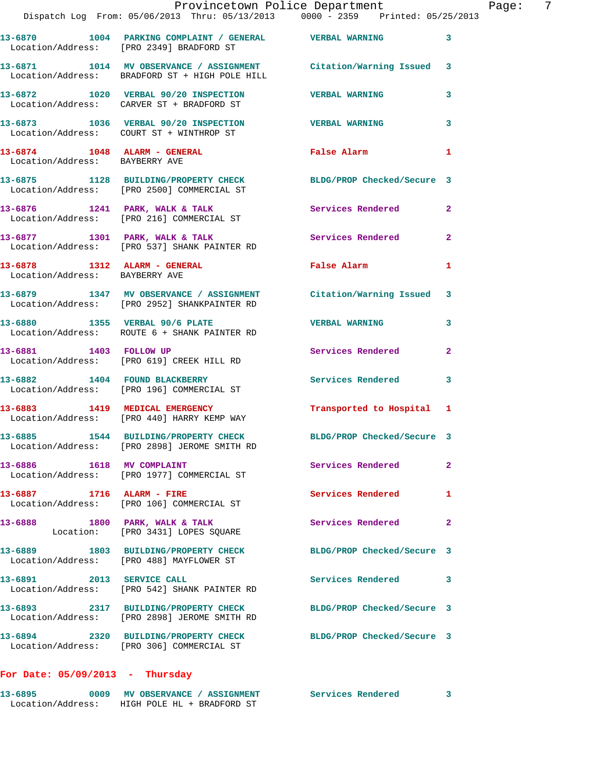13-6870 1004 PARKING COMPLAINT / GENERAL VERBAL WARNING 3
Location/Address: [PRO 2349] BRADFORD ST

13-6871 1014 MV OBSERVANCE / ASSIGNMENT Citation/Warning Issued 3
Location/Address: BRADFORD ST + HIGH POLE HILL

13-6872 1020 VERBAL 90/20 INSPECTION VERBAL WARNING 3
Location/Address: CARVER ST + BRADFORD ST

13-6873 1036 VERBAL 90/20 INSPECTION VERBAL WARNING 3
Location/Address: COURT ST + WINTHROP ST

13-6874 1048 ALARM - GENERAL False Alarm 1
Location/Address: BAYBERRY AVE

13-6875 1128 BUILDING/PROPERTY CHECK BLDG/PROP Checked/Secure 3
Location/Address: [PRO 2500] COMMERCIAL ST

13-6876 1241 PARK, WALK & TALK Services Rendered 2
Location/Address: [PRO 216] COMMERCIAL ST

13-6877 1301 PARK, WALK & TALK Services Rendered 2
Location/Address: [PRO 537] SHANK PAINTER RD

13-6878 1312 ALARM - GENERAL False Alarm 1
Location/Address: BAYBERRY AVE

13-6879 1347 MV OBSERVANCE / ASSIGNMENT Citation/Warning Issued 3
Location/Address: [PRO 2952] SHANKPAINTER RD

13-6880 1355 VERBAL 90/6 PLATE VERBAL WARNING 3
Location/Address: ROUTE 6 + SHANK PAINTER RD

13-6881 1403 FOLLOW UP Services Rendered 2
Location/Address: [PRO 619] CREEK HILL RD

13-6882 1404 FOUND BLACKBERRY Services Rendered 3
Location/Address: [PRO 196] COMMERCIAL ST

13-6883 1419 MEDICAL EMERGENCY Transported to Hospital 1
Location/Address: [PRO 440] HARRY KEMP WAY

13-6885 1544 BUILDING/PROPERTY CHECK BLDG/PROP Checked/Secure 3
Location/Address: [PRO 2898] JEROME SMITH RD

13-6886 1618 MV COMPLAINT Services Rendered 2
Location/Address: [PRO 1977] COMMERCIAL ST

13-6887 1716 ALARM - FIRE Services Rendered 1
Location/Address: [PRO 106] COMMERCIAL ST

13-6888 1800 PARK, WALK & TALK Services Rendered 2
Location: [PRO 3431] LOPES SQUARE

13-6889 1803 BUILDING/PROPERTY CHECK BLDG/PROP Checked/Secure 3
Location/Address: [PRO 488] MAYFLOWER ST

13-6891 2013 SERVICE CALL Services Rendered 3
Location/Address: [PRO 542] SHANK PAINTER RD

13-6893 2317 BUILDING/PROPERTY CHECK BLDG/PROP Checked/Secure 3
Location/Address: [PRO 2898] JEROME SMITH RD

13-6894 2320 BUILDING/PROPERTY CHECK BLDG/PROP Checked/Secure 3
Location/Address: [PRO 306] COMMERCIAL ST

## For Date: 05/09/2013 - Thursday

13-6895 0009 MV OBSERVANCE / ASSIGNMENT Services Rendered 3
Location/Address: HIGH POLE HL + BRADFORD ST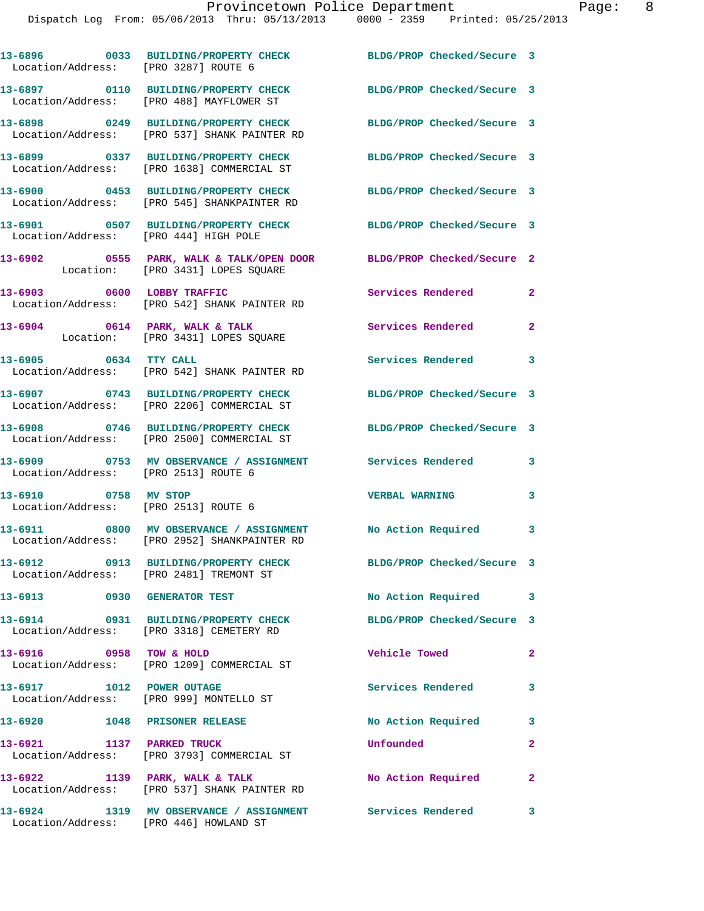Provincetown Police Department

Dispatch Log From: 05/06/2013 Thru: 05/13/2013 0000 - 2359 Printed: 05/25/2013

| Call # | Time | Call Reason | Action | Priority |
|---|---|---|---|---|
| 13-6896 | 0033 | BUILDING/PROPERTY CHECK<br>Location/Address: [PRO 3287] ROUTE 6 | BLDG/PROP Checked/Secure | 3 |
| 13-6897 | 0110 | BUILDING/PROPERTY CHECK<br>Location/Address: [PRO 488] MAYFLOWER ST | BLDG/PROP Checked/Secure | 3 |
| 13-6898 | 0249 | BUILDING/PROPERTY CHECK<br>Location/Address: [PRO 537] SHANK PAINTER RD | BLDG/PROP Checked/Secure | 3 |
| 13-6899 | 0337 | BUILDING/PROPERTY CHECK<br>Location/Address: [PRO 1638] COMMERCIAL ST | BLDG/PROP Checked/Secure | 3 |
| 13-6900 | 0453 | BUILDING/PROPERTY CHECK<br>Location/Address: [PRO 545] SHANKPAINTER RD | BLDG/PROP Checked/Secure | 3 |
| 13-6901 | 0507 | BUILDING/PROPERTY CHECK<br>Location/Address: [PRO 444] HIGH POLE | BLDG/PROP Checked/Secure | 3 |
| 13-6902 | 0555 | PARK, WALK & TALK/OPEN DOOR<br>Location: [PRO 3431] LOPES SQUARE | BLDG/PROP Checked/Secure | 2 |
| 13-6903 | 0600 | LOBBY TRAFFIC<br>Location/Address: [PRO 542] SHANK PAINTER RD | Services Rendered | 2 |
| 13-6904 | 0614 | PARK, WALK & TALK<br>Location: [PRO 3431] LOPES SQUARE | Services Rendered | 2 |
| 13-6905 | 0634 | TTY CALL<br>Location/Address: [PRO 542] SHANK PAINTER RD | Services Rendered | 3 |
| 13-6907 | 0743 | BUILDING/PROPERTY CHECK<br>Location/Address: [PRO 2206] COMMERCIAL ST | BLDG/PROP Checked/Secure | 3 |
| 13-6908 | 0746 | BUILDING/PROPERTY CHECK<br>Location/Address: [PRO 2500] COMMERCIAL ST | BLDG/PROP Checked/Secure | 3 |
| 13-6909 | 0753 | MV OBSERVANCE / ASSIGNMENT<br>Location/Address: [PRO 2513] ROUTE 6 | Services Rendered | 3 |
| 13-6910 | 0758 | MV STOP<br>Location/Address: [PRO 2513] ROUTE 6 | VERBAL WARNING | 3 |
| 13-6911 | 0800 | MV OBSERVANCE / ASSIGNMENT<br>Location/Address: [PRO 2952] SHANKPAINTER RD | No Action Required | 3 |
| 13-6912 | 0913 | BUILDING/PROPERTY CHECK<br>Location/Address: [PRO 2481] TREMONT ST | BLDG/PROP Checked/Secure | 3 |
| 13-6913 | 0930 | GENERATOR TEST | No Action Required | 3 |
| 13-6914 | 0931 | BUILDING/PROPERTY CHECK<br>Location/Address: [PRO 3318] CEMETERY RD | BLDG/PROP Checked/Secure | 3 |
| 13-6916 | 0958 | TOW & HOLD<br>Location/Address: [PRO 1209] COMMERCIAL ST | Vehicle Towed | 2 |
| 13-6917 | 1012 | POWER OUTAGE<br>Location/Address: [PRO 999] MONTELLO ST | Services Rendered | 3 |
| 13-6920 | 1048 | PRISONER RELEASE | No Action Required | 3 |
| 13-6921 | 1137 | PARKED TRUCK<br>Location/Address: [PRO 3793] COMMERCIAL ST | Unfounded | 2 |
| 13-6922 | 1139 | PARK, WALK & TALK<br>Location/Address: [PRO 537] SHANK PAINTER RD | No Action Required | 2 |
| 13-6924 | 1319 | MV OBSERVANCE / ASSIGNMENT<br>Location/Address: [PRO 446] HOWLAND ST | Services Rendered | 3 |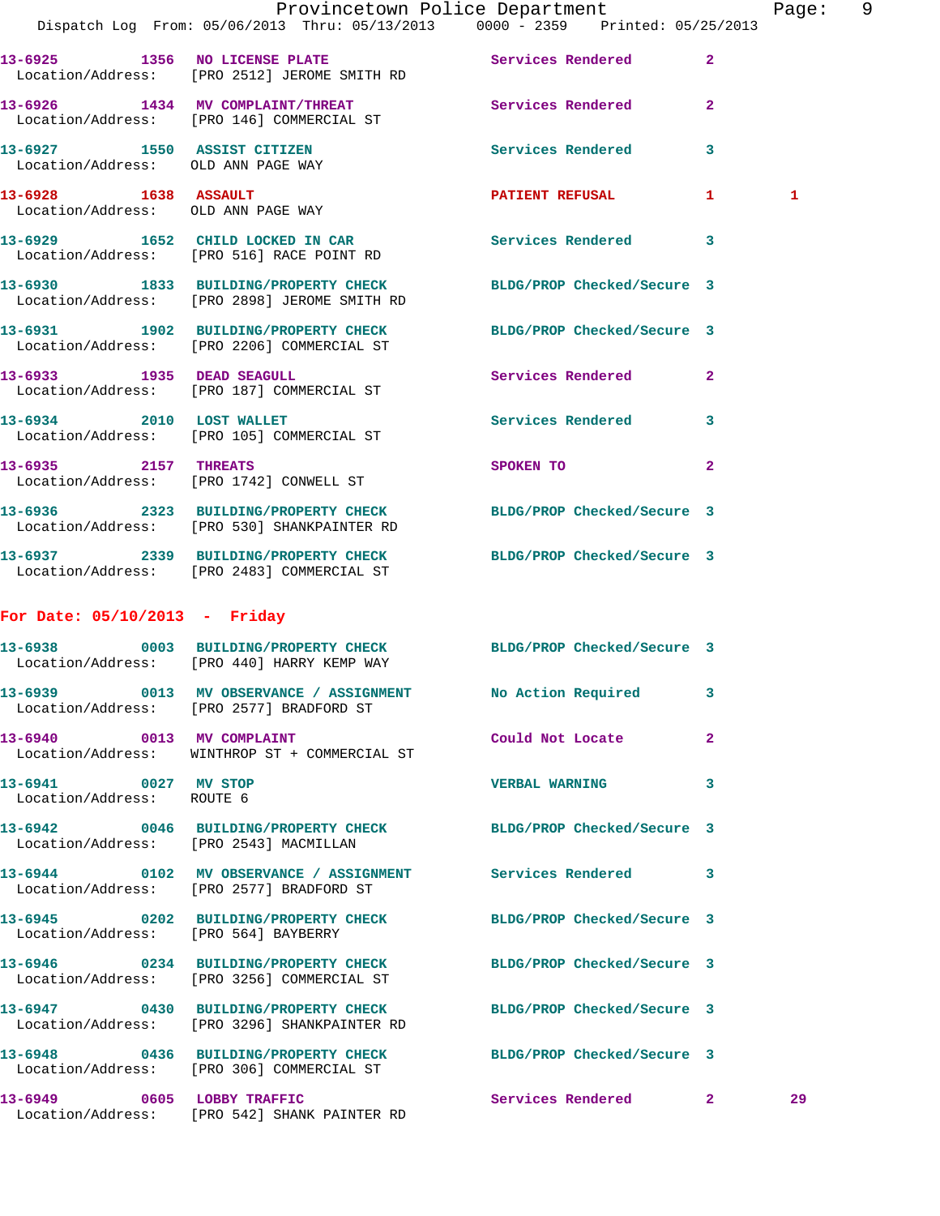13-6925 1356 NO LICENSE PLATE Services Rendered 2
Location/Address: [PRO 2512] JEROME SMITH RD

13-6926 1434 MV COMPLAINT/THREAT Services Rendered 2
Location/Address: [PRO 146] COMMERCIAL ST

13-6927 1550 ASSIST CITIZEN Services Rendered 3
Location/Address: OLD ANN PAGE WAY

13-6928 1638 ASSAULT PATIENT REFUSAL 1 1
Location/Address: OLD ANN PAGE WAY

13-6929 1652 CHILD LOCKED IN CAR Services Rendered 3
Location/Address: [PRO 516] RACE POINT RD

13-6930 1833 BUILDING/PROPERTY CHECK BLDG/PROP Checked/Secure 3
Location/Address: [PRO 2898] JEROME SMITH RD

13-6931 1902 BUILDING/PROPERTY CHECK BLDG/PROP Checked/Secure 3
Location/Address: [PRO 2206] COMMERCIAL ST

13-6933 1935 DEAD SEAGULL Services Rendered 2
Location/Address: [PRO 187] COMMERCIAL ST

13-6934 2010 LOST WALLET Services Rendered 3
Location/Address: [PRO 105] COMMERCIAL ST

13-6935 2157 THREATS SPOKEN TO 2
Location/Address: [PRO 1742] CONWELL ST

13-6936 2323 BUILDING/PROPERTY CHECK BLDG/PROP Checked/Secure 3
Location/Address: [PRO 530] SHANKPAINTER RD

13-6937 2339 BUILDING/PROPERTY CHECK BLDG/PROP Checked/Secure 3
Location/Address: [PRO 2483] COMMERCIAL ST

**For Date: 05/10/2013 - Friday**

13-6938 0003 BUILDING/PROPERTY CHECK BLDG/PROP Checked/Secure 3
Location/Address: [PRO 440] HARRY KEMP WAY

13-6939 0013 MV OBSERVANCE / ASSIGNMENT No Action Required 3
Location/Address: [PRO 2577] BRADFORD ST

13-6940 0013 MV COMPLAINT Could Not Locate 2
Location/Address: WINTHROP ST + COMMERCIAL ST

13-6941 0027 MV STOP VERBAL WARNING 3
Location/Address: ROUTE 6

13-6942 0046 BUILDING/PROPERTY CHECK BLDG/PROP Checked/Secure 3
Location/Address: [PRO 2543] MACMILLAN

13-6944 0102 MV OBSERVANCE / ASSIGNMENT Services Rendered 3
Location/Address: [PRO 2577] BRADFORD ST

13-6945 0202 BUILDING/PROPERTY CHECK BLDG/PROP Checked/Secure 3
Location/Address: [PRO 564] BAYBERRY

13-6946 0234 BUILDING/PROPERTY CHECK BLDG/PROP Checked/Secure 3
Location/Address: [PRO 3256] COMMERCIAL ST

13-6947 0430 BUILDING/PROPERTY CHECK BLDG/PROP Checked/Secure 3
Location/Address: [PRO 3296] SHANKPAINTER RD

13-6948 0436 BUILDING/PROPERTY CHECK BLDG/PROP Checked/Secure 3
Location/Address: [PRO 306] COMMERCIAL ST

13-6949 0605 LOBBY TRAFFIC Services Rendered 2 29
Location/Address: [PRO 542] SHANK PAINTER RD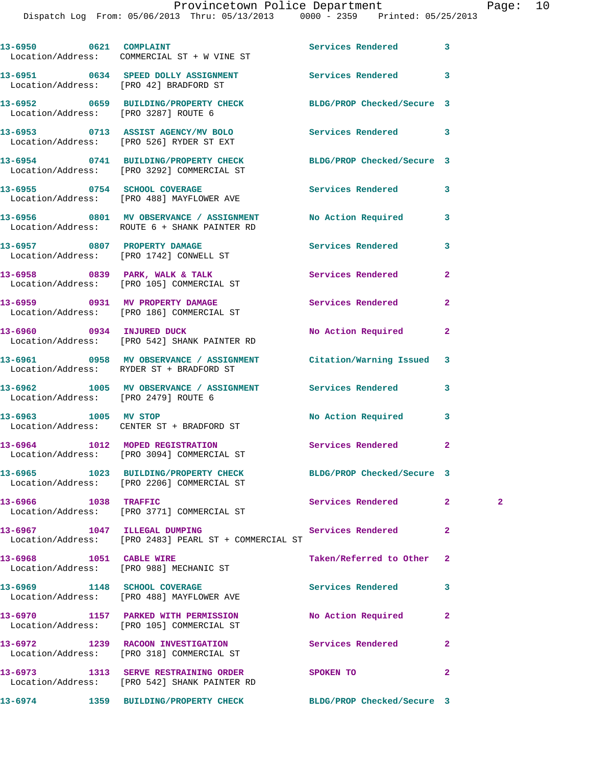| Call Number | Time | Call Type | Disposition | Priority | |
|---|---|---|---|---|---|
| 13-6950 | 0621 | COMPLAINT | Services Rendered | 3 | |
| Location/Address: COMMERCIAL ST + W VINE ST | | | | | |
| 13-6951 | 0634 | SPEED DOLLY ASSIGNMENT | Services Rendered | 3 | |
| Location/Address: [PRO 42] BRADFORD ST | | | | | |
| 13-6952 | 0659 | BUILDING/PROPERTY CHECK | BLDG/PROP Checked/Secure | 3 | |
| Location/Address: [PRO 3287] ROUTE 6 | | | | | |
| 13-6953 | 0713 | ASSIST AGENCY/MV BOLO | Services Rendered | 3 | |
| Location/Address: [PRO 526] RYDER ST EXT | | | | | |
| 13-6954 | 0741 | BUILDING/PROPERTY CHECK | BLDG/PROP Checked/Secure | 3 | |
| Location/Address: [PRO 3292] COMMERCIAL ST | | | | | |
| 13-6955 | 0754 | SCHOOL COVERAGE | Services Rendered | 3 | |
| Location/Address: [PRO 488] MAYFLOWER AVE | | | | | |
| 13-6956 | 0801 | MV OBSERVANCE / ASSIGNMENT | No Action Required | 3 | |
| Location/Address: ROUTE 6 + SHANK PAINTER RD | | | | | |
| 13-6957 | 0807 | PROPERTY DAMAGE | Services Rendered | 3 | |
| Location/Address: [PRO 1742] CONWELL ST | | | | | |
| 13-6958 | 0839 | PARK, WALK & TALK | Services Rendered | 2 | |
| Location/Address: [PRO 105] COMMERCIAL ST | | | | | |
| 13-6959 | 0931 | MV PROPERTY DAMAGE | Services Rendered | 2 | |
| Location/Address: [PRO 186] COMMERCIAL ST | | | | | |
| 13-6960 | 0934 | INJURED DUCK | No Action Required | 2 | |
| Location/Address: [PRO 542] SHANK PAINTER RD | | | | | |
| 13-6961 | 0958 | MV OBSERVANCE / ASSIGNMENT | Citation/Warning Issued | 3 | |
| Location/Address: RYDER ST + BRADFORD ST | | | | | |
| 13-6962 | 1005 | MV OBSERVANCE / ASSIGNMENT | Services Rendered | 3 | |
| Location/Address: [PRO 2479] ROUTE 6 | | | | | |
| 13-6963 | 1005 | MV STOP | No Action Required | 3 | |
| Location/Address: CENTER ST + BRADFORD ST | | | | | |
| 13-6964 | 1012 | MOPED REGISTRATION | Services Rendered | 2 | |
| Location/Address: [PRO 3094] COMMERCIAL ST | | | | | |
| 13-6965 | 1023 | BUILDING/PROPERTY CHECK | BLDG/PROP Checked/Secure | 3 | |
| Location/Address: [PRO 2206] COMMERCIAL ST | | | | | |
| 13-6966 | 1038 | TRAFFIC | Services Rendered | 2 | 2 |
| Location/Address: [PRO 3771] COMMERCIAL ST | | | | | |
| 13-6967 | 1047 | ILLEGAL DUMPING | Services Rendered | 2 | |
| Location/Address: [PRO 2483] PEARL ST + COMMERCIAL ST | | | | | |
| 13-6968 | 1051 | CABLE WIRE | Taken/Referred to Other | 2 | |
| Location/Address: [PRO 988] MECHANIC ST | | | | | |
| 13-6969 | 1148 | SCHOOL COVERAGE | Services Rendered | 3 | |
| Location/Address: [PRO 488] MAYFLOWER AVE | | | | | |
| 13-6970 | 1157 | PARKED WITH PERMISSION | No Action Required | 2 | |
| Location/Address: [PRO 105] COMMERCIAL ST | | | | | |
| 13-6972 | 1239 | RACOON INVESTIGATION | Services Rendered | 2 | |
| Location/Address: [PRO 318] COMMERCIAL ST | | | | | |
| 13-6973 | 1313 | SERVE RESTRAINING ORDER | SPOKEN TO | 2 | |
| Location/Address: [PRO 542] SHANK PAINTER RD | | | | | |
| 13-6974 | 1359 | BUILDING/PROPERTY CHECK | BLDG/PROP Checked/Secure | 3 | |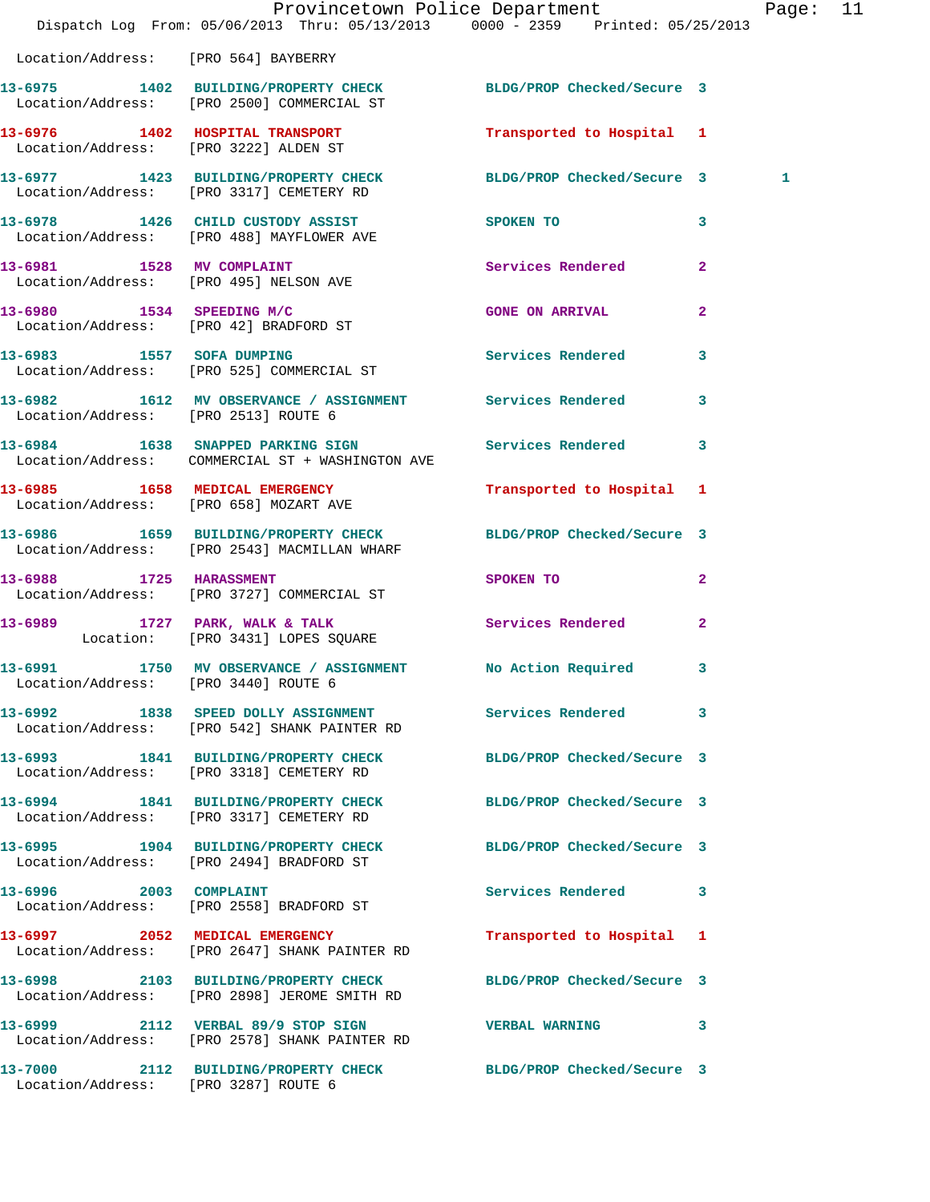Location/Address: [PRO 564] BAYBERRY

| Call # | Time | Call Reason | Action | Priority | |
|---|---|---|---|---|---|
| 13-6975 | 1402 | BUILDING/PROPERTY CHECK | BLDG/PROP Checked/Secure | 3 | |
| | | Location/Address: [PRO 2500] COMMERCIAL ST | | | |
| 13-6976 | 1402 | HOSPITAL TRANSPORT | Transported to Hospital | 1 | |
| | | Location/Address: [PRO 3222] ALDEN ST | | | |
| 13-6977 | 1423 | BUILDING/PROPERTY CHECK | BLDG/PROP Checked/Secure | 3 | 1 |
| | | Location/Address: [PRO 3317] CEMETERY RD | | | |
| 13-6978 | 1426 | CHILD CUSTODY ASSIST | SPOKEN TO | 3 | |
| | | Location/Address: [PRO 488] MAYFLOWER AVE | | | |
| 13-6981 | 1528 | MV COMPLAINT | Services Rendered | 2 | |
| | | Location/Address: [PRO 495] NELSON AVE | | | |
| 13-6980 | 1534 | SPEEDING M/C | GONE ON ARRIVAL | 2 | |
| | | Location/Address: [PRO 42] BRADFORD ST | | | |
| 13-6983 | 1557 | SOFA DUMPING | Services Rendered | 3 | |
| | | Location/Address: [PRO 525] COMMERCIAL ST | | | |
| 13-6982 | 1612 | MV OBSERVANCE / ASSIGNMENT | Services Rendered | 3 | |
| | | Location/Address: [PRO 2513] ROUTE 6 | | | |
| 13-6984 | 1638 | SNAPPED PARKING SIGN | Services Rendered | 3 | |
| | | Location/Address: COMMERCIAL ST + WASHINGTON AVE | | | |
| 13-6985 | 1658 | MEDICAL EMERGENCY | Transported to Hospital | 1 | |
| | | Location/Address: [PRO 658] MOZART AVE | | | |
| 13-6986 | 1659 | BUILDING/PROPERTY CHECK | BLDG/PROP Checked/Secure | 3 | |
| | | Location/Address: [PRO 2543] MACMILLAN WHARF | | | |
| 13-6988 | 1725 | HARASSMENT | SPOKEN TO | 2 | |
| | | Location/Address: [PRO 3727] COMMERCIAL ST | | | |
| 13-6989 | 1727 | PARK, WALK & TALK | Services Rendered | 2 | |
| | | Location: [PRO 3431] LOPES SQUARE | | | |
| 13-6991 | 1750 | MV OBSERVANCE / ASSIGNMENT | No Action Required | 3 | |
| | | Location/Address: [PRO 3440] ROUTE 6 | | | |
| 13-6992 | 1838 | SPEED DOLLY ASSIGNMENT | Services Rendered | 3 | |
| | | Location/Address: [PRO 542] SHANK PAINTER RD | | | |
| 13-6993 | 1841 | BUILDING/PROPERTY CHECK | BLDG/PROP Checked/Secure | 3 | |
| | | Location/Address: [PRO 3318] CEMETERY RD | | | |
| 13-6994 | 1841 | BUILDING/PROPERTY CHECK | BLDG/PROP Checked/Secure | 3 | |
| | | Location/Address: [PRO 3317] CEMETERY RD | | | |
| 13-6995 | 1904 | BUILDING/PROPERTY CHECK | BLDG/PROP Checked/Secure | 3 | |
| | | Location/Address: [PRO 2494] BRADFORD ST | | | |
| 13-6996 | 2003 | COMPLAINT | Services Rendered | 3 | |
| | | Location/Address: [PRO 2558] BRADFORD ST | | | |
| 13-6997 | 2052 | MEDICAL EMERGENCY | Transported to Hospital | 1 | |
| | | Location/Address: [PRO 2647] SHANK PAINTER RD | | | |
| 13-6998 | 2103 | BUILDING/PROPERTY CHECK | BLDG/PROP Checked/Secure | 3 | |
| | | Location/Address: [PRO 2898] JEROME SMITH RD | | | |
| 13-6999 | 2112 | VERBAL 89/9 STOP SIGN | VERBAL WARNING | 3 | |
| | | Location/Address: [PRO 2578] SHANK PAINTER RD | | | |
| 13-7000 | 2112 | BUILDING/PROPERTY CHECK | BLDG/PROP Checked/Secure | 3 | |
| | | Location/Address: [PRO 3287] ROUTE 6 | | | |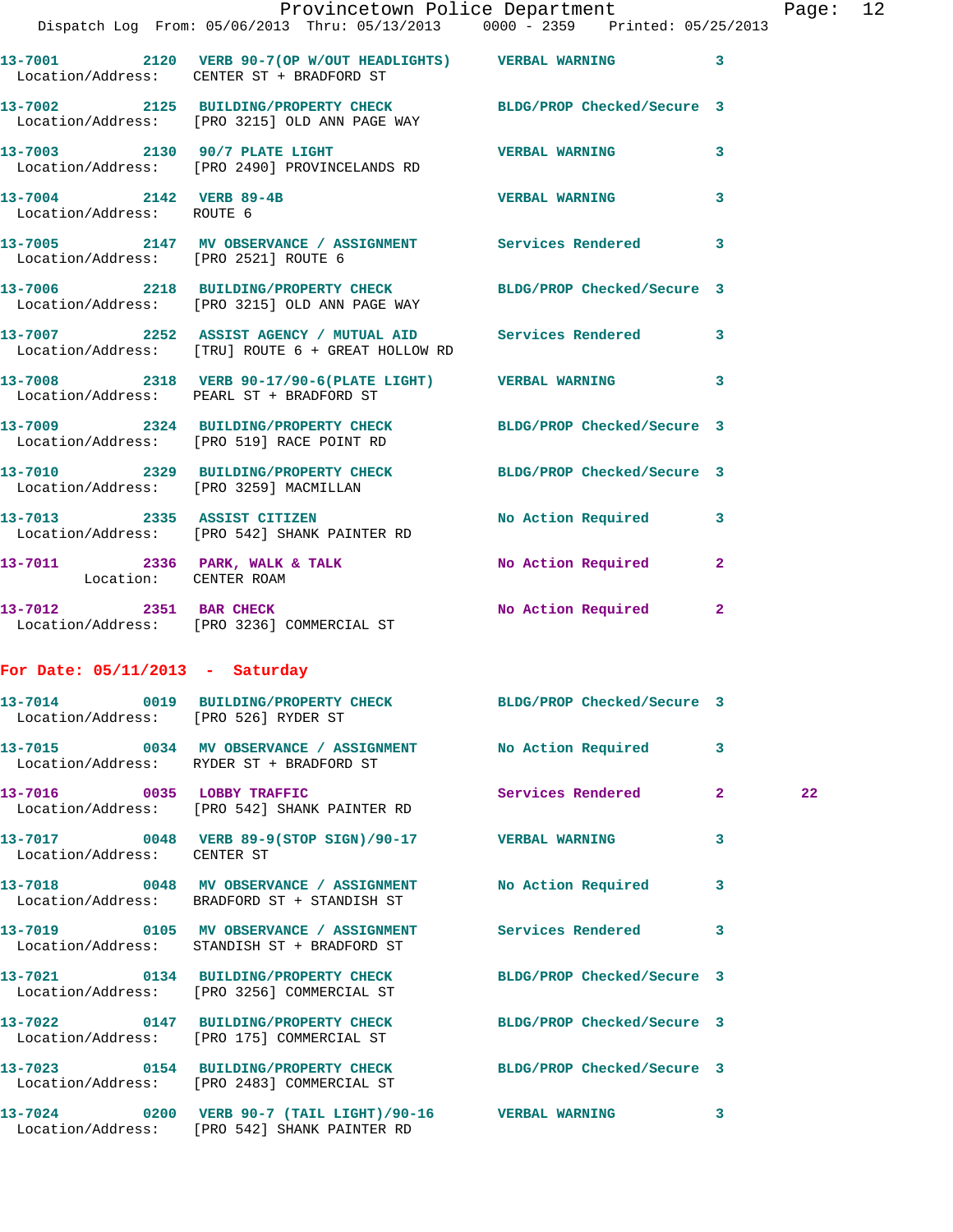13-7001 2120 VERB 90-7(OP W/OUT HEADLIGHTS) VERBAL WARNING 3
Location/Address: CENTER ST + BRADFORD ST

13-7002 2125 BUILDING/PROPERTY CHECK BLDG/PROP Checked/Secure 3
Location/Address: [PRO 3215] OLD ANN PAGE WAY

13-7003 2130 90/7 PLATE LIGHT VERBAL WARNING 3
Location/Address: [PRO 2490] PROVINCELANDS RD

13-7004 2142 VERB 89-4B VERBAL WARNING 3
Location/Address: ROUTE 6

13-7005 2147 MV OBSERVANCE / ASSIGNMENT Services Rendered 3
Location/Address: [PRO 2521] ROUTE 6

13-7006 2218 BUILDING/PROPERTY CHECK BLDG/PROP Checked/Secure 3
Location/Address: [PRO 3215] OLD ANN PAGE WAY

13-7007 2252 ASSIST AGENCY / MUTUAL AID Services Rendered 3
Location/Address: [TRU] ROUTE 6 + GREAT HOLLOW RD

13-7008 2318 VERB 90-17/90-6(PLATE LIGHT) VERBAL WARNING 3
Location/Address: PEARL ST + BRADFORD ST

13-7009 2324 BUILDING/PROPERTY CHECK BLDG/PROP Checked/Secure 3
Location/Address: [PRO 519] RACE POINT RD

13-7010 2329 BUILDING/PROPERTY CHECK BLDG/PROP Checked/Secure 3
Location/Address: [PRO 3259] MACMILLAN

13-7013 2335 ASSIST CITIZEN No Action Required 3
Location/Address: [PRO 542] SHANK PAINTER RD

13-7011 2336 PARK, WALK & TALK No Action Required 2
Location: CENTER ROAM

13-7012 2351 BAR CHECK No Action Required 2
Location/Address: [PRO 3236] COMMERCIAL ST

**For Date: 05/11/2013 - Saturday**

13-7014 0019 BUILDING/PROPERTY CHECK BLDG/PROP Checked/Secure 3
Location/Address: [PRO 526] RYDER ST

13-7015 0034 MV OBSERVANCE / ASSIGNMENT No Action Required 3
Location/Address: RYDER ST + BRADFORD ST

13-7016 0035 LOBBY TRAFFIC Services Rendered 2 22
Location/Address: [PRO 542] SHANK PAINTER RD

13-7017 0048 VERB 89-9(STOP SIGN)/90-17 VERBAL WARNING 3
Location/Address: CENTER ST

13-7018 0048 MV OBSERVANCE / ASSIGNMENT No Action Required 3
Location/Address: BRADFORD ST + STANDISH ST

13-7019 0105 MV OBSERVANCE / ASSIGNMENT Services Rendered 3
Location/Address: STANDISH ST + BRADFORD ST

13-7021 0134 BUILDING/PROPERTY CHECK BLDG/PROP Checked/Secure 3
Location/Address: [PRO 3256] COMMERCIAL ST

13-7022 0147 BUILDING/PROPERTY CHECK BLDG/PROP Checked/Secure 3
Location/Address: [PRO 175] COMMERCIAL ST

13-7023 0154 BUILDING/PROPERTY CHECK BLDG/PROP Checked/Secure 3
Location/Address: [PRO 2483] COMMERCIAL ST

13-7024 0200 VERB 90-7 (TAIL LIGHT)/90-16 VERBAL WARNING 3
Location/Address: [PRO 542] SHANK PAINTER RD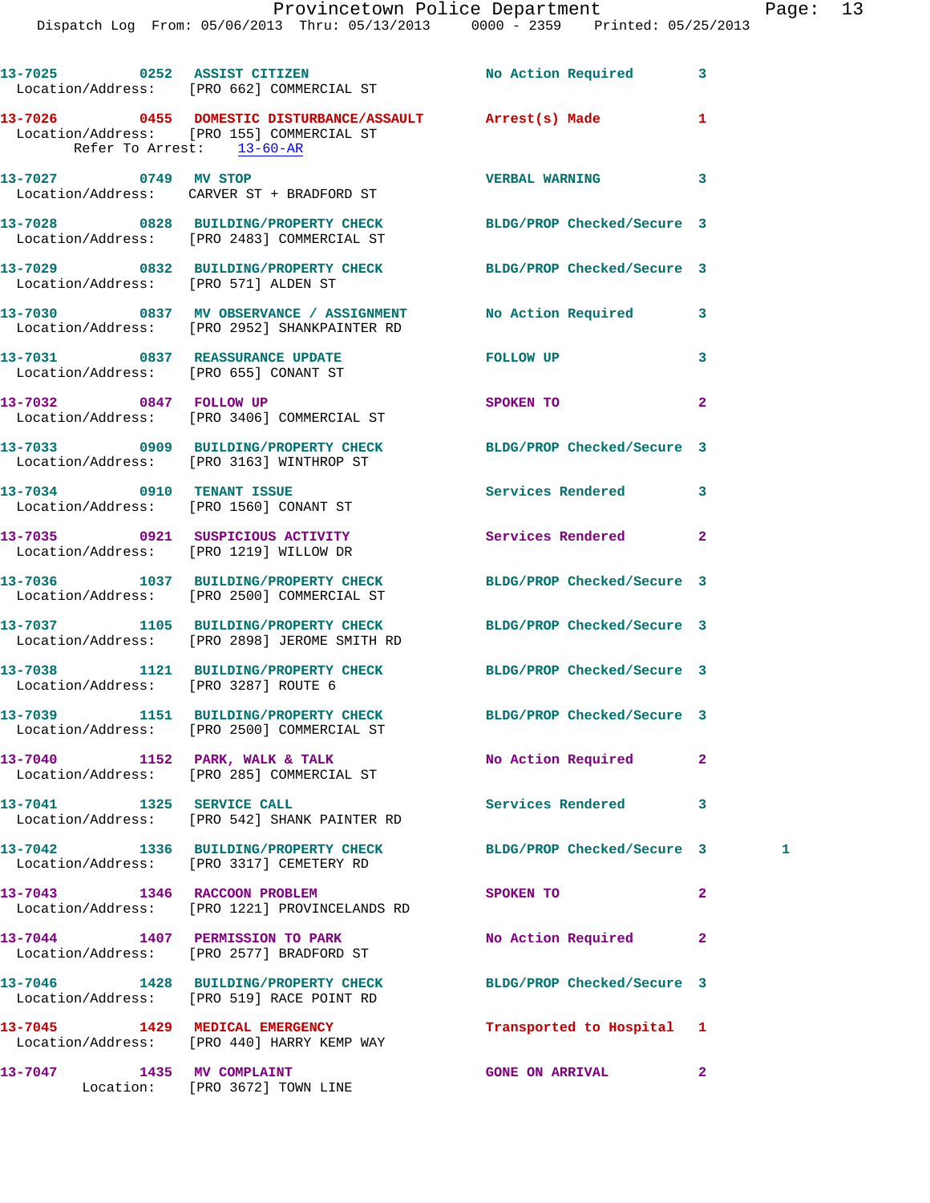13-7025 0252 ASSIST CITIZEN No Action Required 3
Location/Address: [PRO 662] COMMERCIAL ST

13-7026 0455 DOMESTIC DISTURBANCE/ASSAULT Arrest(s) Made 1
Location/Address: [PRO 155] COMMERCIAL ST
Refer To Arrest: 13-60-AR

13-7027 0749 MV STOP VERBAL WARNING 3
Location/Address: CARVER ST + BRADFORD ST

13-7028 0828 BUILDING/PROPERTY CHECK BLDG/PROP Checked/Secure 3
Location/Address: [PRO 2483] COMMERCIAL ST

13-7029 0832 BUILDING/PROPERTY CHECK BLDG/PROP Checked/Secure 3
Location/Address: [PRO 571] ALDEN ST

13-7030 0837 MV OBSERVANCE / ASSIGNMENT No Action Required 3
Location/Address: [PRO 2952] SHANKPAINTER RD

13-7031 0837 REASSURANCE UPDATE FOLLOW UP 3
Location/Address: [PRO 655] CONANT ST

13-7032 0847 FOLLOW UP SPOKEN TO 2
Location/Address: [PRO 3406] COMMERCIAL ST

13-7033 0909 BUILDING/PROPERTY CHECK BLDG/PROP Checked/Secure 3
Location/Address: [PRO 3163] WINTHROP ST

13-7034 0910 TENANT ISSUE Services Rendered 3
Location/Address: [PRO 1560] CONANT ST

13-7035 0921 SUSPICIOUS ACTIVITY Services Rendered 2
Location/Address: [PRO 1219] WILLOW DR

13-7036 1037 BUILDING/PROPERTY CHECK BLDG/PROP Checked/Secure 3
Location/Address: [PRO 2500] COMMERCIAL ST

13-7037 1105 BUILDING/PROPERTY CHECK BLDG/PROP Checked/Secure 3
Location/Address: [PRO 2898] JEROME SMITH RD

13-7038 1121 BUILDING/PROPERTY CHECK BLDG/PROP Checked/Secure 3
Location/Address: [PRO 3287] ROUTE 6

13-7039 1151 BUILDING/PROPERTY CHECK BLDG/PROP Checked/Secure 3
Location/Address: [PRO 2500] COMMERCIAL ST

13-7040 1152 PARK, WALK & TALK No Action Required 2
Location/Address: [PRO 285] COMMERCIAL ST

13-7041 1325 SERVICE CALL Services Rendered 3
Location/Address: [PRO 542] SHANK PAINTER RD

13-7042 1336 BUILDING/PROPERTY CHECK BLDG/PROP Checked/Secure 3 1
Location/Address: [PRO 3317] CEMETERY RD

13-7043 1346 RACCOON PROBLEM SPOKEN TO 2
Location/Address: [PRO 1221] PROVINCELANDS RD

13-7044 1407 PERMISSION TO PARK No Action Required 2
Location/Address: [PRO 2577] BRADFORD ST

13-7046 1428 BUILDING/PROPERTY CHECK BLDG/PROP Checked/Secure 3
Location/Address: [PRO 519] RACE POINT RD

13-7045 1429 MEDICAL EMERGENCY Transported to Hospital 1
Location/Address: [PRO 440] HARRY KEMP WAY

13-7047 1435 MV COMPLAINT GONE ON ARRIVAL 2
Location: [PRO 3672] TOWN LINE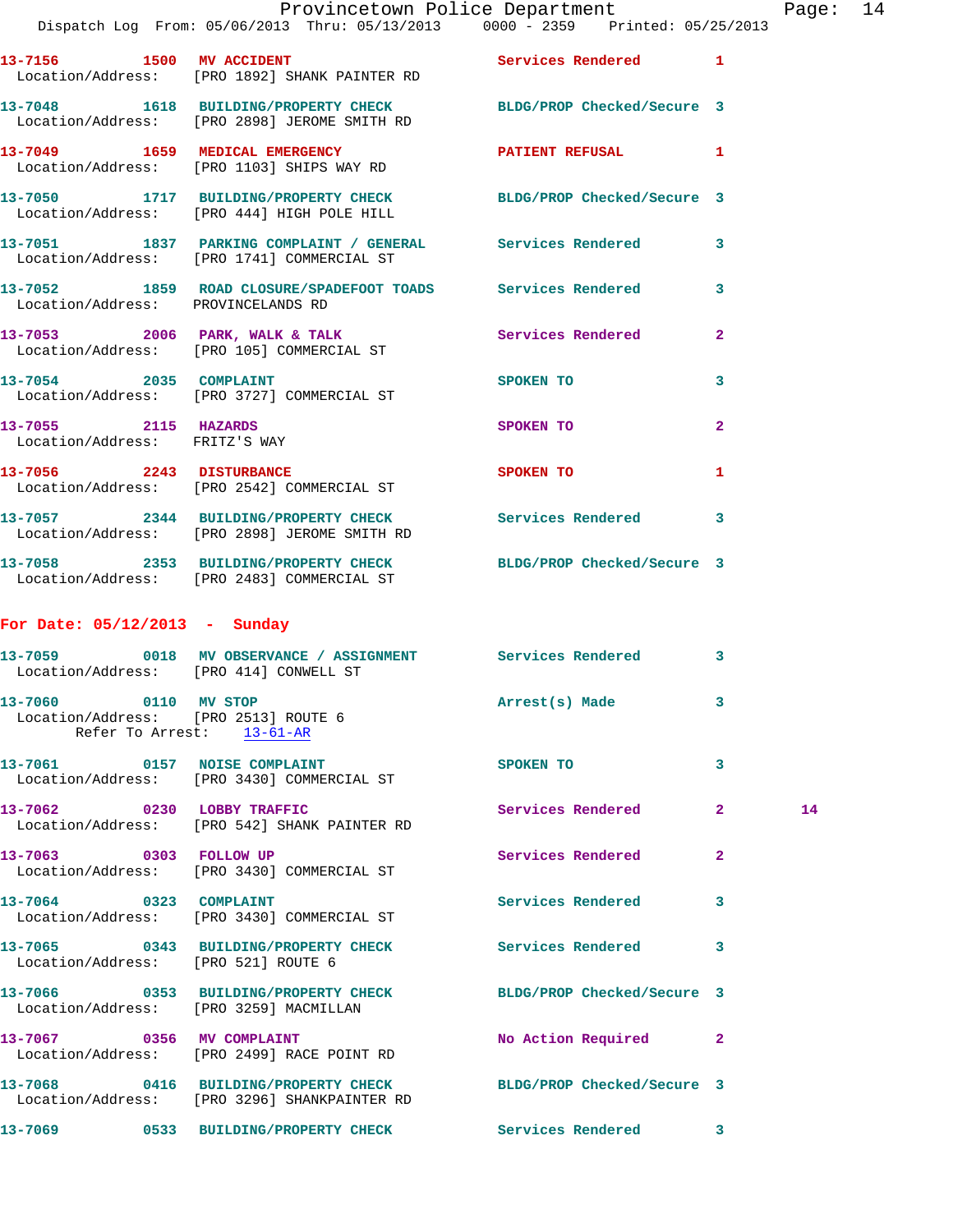13-7156 1500 **MV ACCIDENT** Services Rendered 1
Location/Address: [PRO 1892] SHANK PAINTER RD

13-7048 1618 **BUILDING/PROPERTY CHECK** BLDG/PROP Checked/Secure 3
Location/Address: [PRO 2898] JEROME SMITH RD

13-7049 1659 **MEDICAL EMERGENCY** PATIENT REFUSAL 1
Location/Address: [PRO 1103] SHIPS WAY RD

13-7050 1717 **BUILDING/PROPERTY CHECK** BLDG/PROP Checked/Secure 3
Location/Address: [PRO 444] HIGH POLE HILL

13-7051 1837 **PARKING COMPLAINT / GENERAL** Services Rendered 3
Location/Address: [PRO 1741] COMMERCIAL ST

13-7052 1859 **ROAD CLOSURE/SPADEFOOT TOADS** Services Rendered 3
Location/Address: PROVINCELANDS RD

13-7053 2006 **PARK, WALK & TALK** Services Rendered 2
Location/Address: [PRO 105] COMMERCIAL ST

13-7054 2035 **COMPLAINT** SPOKEN TO 3
Location/Address: [PRO 3727] COMMERCIAL ST

13-7055 2115 **HAZARDS** SPOKEN TO 2
Location/Address: FRITZ'S WAY

13-7056 2243 **DISTURBANCE** SPOKEN TO 1
Location/Address: [PRO 2542] COMMERCIAL ST

13-7057 2344 **BUILDING/PROPERTY CHECK** Services Rendered 3
Location/Address: [PRO 2898] JEROME SMITH RD

13-7058 2353 **BUILDING/PROPERTY CHECK** BLDG/PROP Checked/Secure 3
Location/Address: [PRO 2483] COMMERCIAL ST

## For Date: 05/12/2013 - Sunday

13-7059 0018 **MV OBSERVANCE / ASSIGNMENT** Services Rendered 3
Location/Address: [PRO 414] CONWELL ST

13-7060 0110 **MV STOP** Arrest(s) Made 3
Location/Address: [PRO 2513] ROUTE 6
Refer To Arrest: 13-61-AR

13-7061 0157 **NOISE COMPLAINT** SPOKEN TO 3
Location/Address: [PRO 3430] COMMERCIAL ST

13-7062 0230 **LOBBY TRAFFIC** Services Rendered 2 14
Location/Address: [PRO 542] SHANK PAINTER RD

13-7063 0303 **FOLLOW UP** Services Rendered 2
Location/Address: [PRO 3430] COMMERCIAL ST

13-7064 0323 **COMPLAINT** Services Rendered 3
Location/Address: [PRO 3430] COMMERCIAL ST

13-7065 0343 **BUILDING/PROPERTY CHECK** Services Rendered 3
Location/Address: [PRO 521] ROUTE 6

13-7066 0353 **BUILDING/PROPERTY CHECK** BLDG/PROP Checked/Secure 3
Location/Address: [PRO 3259] MACMILLAN

13-7067 0356 **MV COMPLAINT** No Action Required 2
Location/Address: [PRO 2499] RACE POINT RD

13-7068 0416 **BUILDING/PROPERTY CHECK** BLDG/PROP Checked/Secure 3
Location/Address: [PRO 3296] SHANKPAINTER RD

13-7069 0533 **BUILDING/PROPERTY CHECK** Services Rendered 3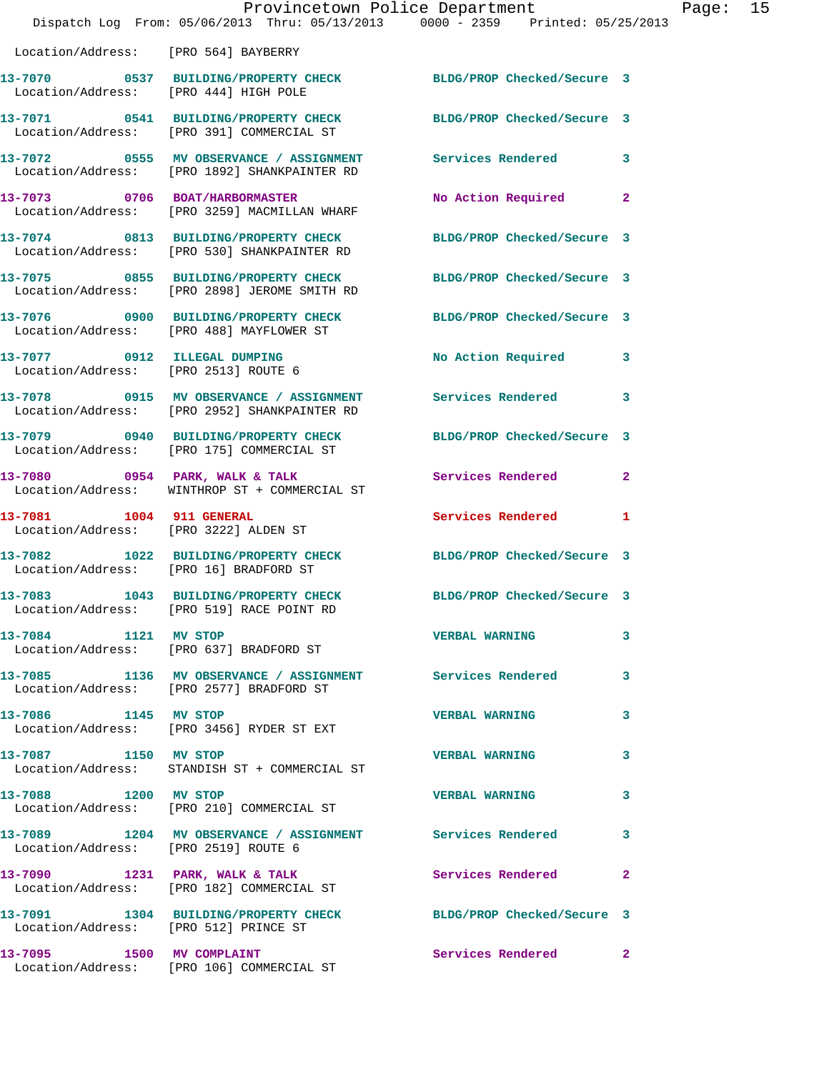Location/Address: [PRO 564] BAYBERRY

**13-7070** 0537 BUILDING/PROPERTY CHECK — BLDG/PROP Checked/Secure 3
Location/Address: [PRO 444] HIGH POLE

**13-7071** 0541 BUILDING/PROPERTY CHECK — BLDG/PROP Checked/Secure 3
Location/Address: [PRO 391] COMMERCIAL ST

**13-7072** 0555 MV OBSERVANCE / ASSIGNMENT — Services Rendered 3
Location/Address: [PRO 1892] SHANKPAINTER RD

**13-7073** 0706 BOAT/HARBORMASTER — No Action Required 2
Location/Address: [PRO 3259] MACMILLAN WHARF

**13-7074** 0813 BUILDING/PROPERTY CHECK — BLDG/PROP Checked/Secure 3
Location/Address: [PRO 530] SHANKPAINTER RD

**13-7075** 0855 BUILDING/PROPERTY CHECK — BLDG/PROP Checked/Secure 3
Location/Address: [PRO 2898] JEROME SMITH RD

**13-7076** 0900 BUILDING/PROPERTY CHECK — BLDG/PROP Checked/Secure 3
Location/Address: [PRO 488] MAYFLOWER ST

**13-7077** 0912 ILLEGAL DUMPING — No Action Required 3
Location/Address: [PRO 2513] ROUTE 6

**13-7078** 0915 MV OBSERVANCE / ASSIGNMENT — Services Rendered 3
Location/Address: [PRO 2952] SHANKPAINTER RD

**13-7079** 0940 BUILDING/PROPERTY CHECK — BLDG/PROP Checked/Secure 3
Location/Address: [PRO 175] COMMERCIAL ST

**13-7080** 0954 PARK, WALK & TALK — Services Rendered 2
Location/Address: WINTHROP ST + COMMERCIAL ST

**13-7081** 1004 911 GENERAL — Services Rendered 1
Location/Address: [PRO 3222] ALDEN ST

**13-7082** 1022 BUILDING/PROPERTY CHECK — BLDG/PROP Checked/Secure 3
Location/Address: [PRO 16] BRADFORD ST

**13-7083** 1043 BUILDING/PROPERTY CHECK — BLDG/PROP Checked/Secure 3
Location/Address: [PRO 519] RACE POINT RD

**13-7084** 1121 MV STOP — VERBAL WARNING 3
Location/Address: [PRO 637] BRADFORD ST

**13-7085** 1136 MV OBSERVANCE / ASSIGNMENT — Services Rendered 3
Location/Address: [PRO 2577] BRADFORD ST

**13-7086** 1145 MV STOP — VERBAL WARNING 3
Location/Address: [PRO 3456] RYDER ST EXT

**13-7087** 1150 MV STOP — VERBAL WARNING 3
Location/Address: STANDISH ST + COMMERCIAL ST

**13-7088** 1200 MV STOP — VERBAL WARNING 3
Location/Address: [PRO 210] COMMERCIAL ST

**13-7089** 1204 MV OBSERVANCE / ASSIGNMENT — Services Rendered 3
Location/Address: [PRO 2519] ROUTE 6

**13-7090** 1231 PARK, WALK & TALK — Services Rendered 2
Location/Address: [PRO 182] COMMERCIAL ST

**13-7091** 1304 BUILDING/PROPERTY CHECK — BLDG/PROP Checked/Secure 3
Location/Address: [PRO 512] PRINCE ST

**13-7095** 1500 MV COMPLAINT — Services Rendered 2
Location/Address: [PRO 106] COMMERCIAL ST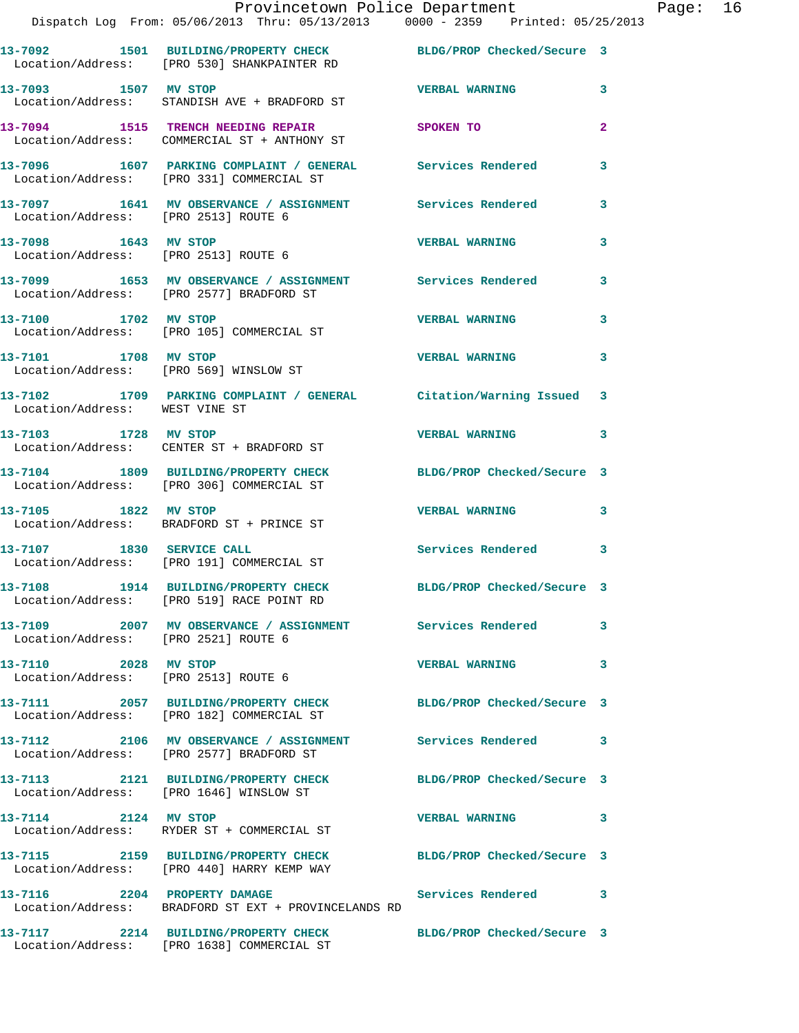13-7092 1501 BUILDING/PROPERTY CHECK BLDG/PROP Checked/Secure 3
Location/Address: [PRO 530] SHANKPAINTER RD

13-7093 1507 MV STOP VERBAL WARNING 3
Location/Address: STANDISH AVE + BRADFORD ST

13-7094 1515 TRENCH NEEDING REPAIR SPOKEN TO 2
Location/Address: COMMERCIAL ST + ANTHONY ST

13-7096 1607 PARKING COMPLAINT / GENERAL Services Rendered 3
Location/Address: [PRO 331] COMMERCIAL ST

13-7097 1641 MV OBSERVANCE / ASSIGNMENT Services Rendered 3
Location/Address: [PRO 2513] ROUTE 6

13-7098 1643 MV STOP VERBAL WARNING 3
Location/Address: [PRO 2513] ROUTE 6

13-7099 1653 MV OBSERVANCE / ASSIGNMENT Services Rendered 3
Location/Address: [PRO 2577] BRADFORD ST

13-7100 1702 MV STOP VERBAL WARNING 3
Location/Address: [PRO 105] COMMERCIAL ST

13-7101 1708 MV STOP VERBAL WARNING 3
Location/Address: [PRO 569] WINSLOW ST

13-7102 1709 PARKING COMPLAINT / GENERAL Citation/Warning Issued 3
Location/Address: WEST VINE ST

13-7103 1728 MV STOP VERBAL WARNING 3
Location/Address: CENTER ST + BRADFORD ST

13-7104 1809 BUILDING/PROPERTY CHECK BLDG/PROP Checked/Secure 3
Location/Address: [PRO 306] COMMERCIAL ST

13-7105 1822 MV STOP VERBAL WARNING 3
Location/Address: BRADFORD ST + PRINCE ST

13-7107 1830 SERVICE CALL Services Rendered 3
Location/Address: [PRO 191] COMMERCIAL ST

13-7108 1914 BUILDING/PROPERTY CHECK BLDG/PROP Checked/Secure 3
Location/Address: [PRO 519] RACE POINT RD

13-7109 2007 MV OBSERVANCE / ASSIGNMENT Services Rendered 3
Location/Address: [PRO 2521] ROUTE 6

13-7110 2028 MV STOP VERBAL WARNING 3
Location/Address: [PRO 2513] ROUTE 6

13-7111 2057 BUILDING/PROPERTY CHECK BLDG/PROP Checked/Secure 3
Location/Address: [PRO 182] COMMERCIAL ST

13-7112 2106 MV OBSERVANCE / ASSIGNMENT Services Rendered 3
Location/Address: [PRO 2577] BRADFORD ST

13-7113 2121 BUILDING/PROPERTY CHECK BLDG/PROP Checked/Secure 3
Location/Address: [PRO 1646] WINSLOW ST

13-7114 2124 MV STOP VERBAL WARNING 3
Location/Address: RYDER ST + COMMERCIAL ST

13-7115 2159 BUILDING/PROPERTY CHECK BLDG/PROP Checked/Secure 3
Location/Address: [PRO 440] HARRY KEMP WAY

13-7116 2204 PROPERTY DAMAGE Services Rendered 3
Location/Address: BRADFORD ST EXT + PROVINCELANDS RD

13-7117 2214 BUILDING/PROPERTY CHECK BLDG/PROP Checked/Secure 3
Location/Address: [PRO 1638] COMMERCIAL ST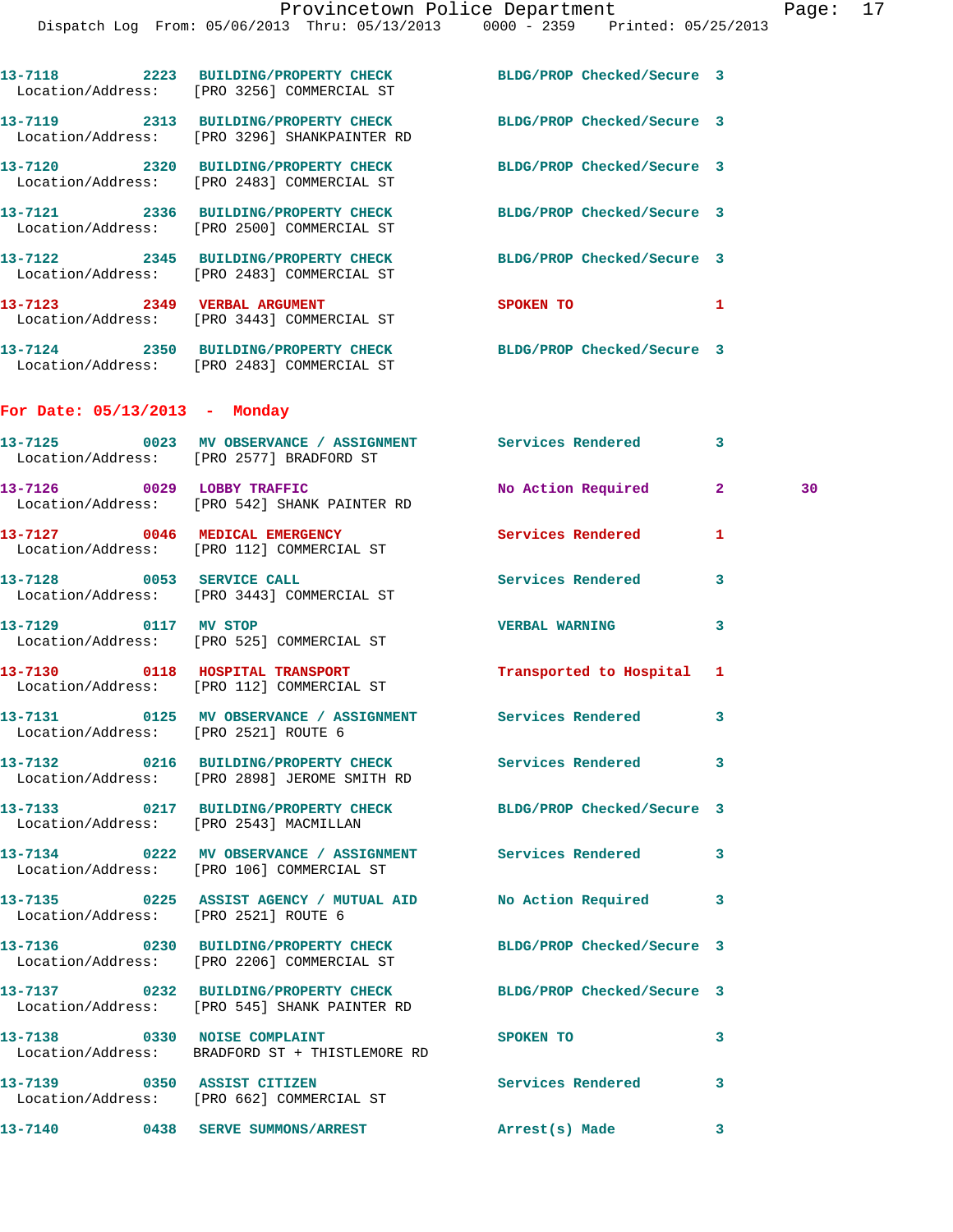13-7118 2223 BUILDING/PROPERTY CHECK BLDG/PROP Checked/Secure 3
Location/Address: [PRO 3256] COMMERCIAL ST

13-7119 2313 BUILDING/PROPERTY CHECK BLDG/PROP Checked/Secure 3
Location/Address: [PRO 3296] SHANKPAINTER RD

13-7120 2320 BUILDING/PROPERTY CHECK BLDG/PROP Checked/Secure 3
Location/Address: [PRO 2483] COMMERCIAL ST

13-7121 2336 BUILDING/PROPERTY CHECK BLDG/PROP Checked/Secure 3
Location/Address: [PRO 2500] COMMERCIAL ST

13-7122 2345 BUILDING/PROPERTY CHECK BLDG/PROP Checked/Secure 3
Location/Address: [PRO 2483] COMMERCIAL ST

13-7123 2349 VERBAL ARGUMENT SPOKEN TO 1
Location/Address: [PRO 3443] COMMERCIAL ST

13-7124 2350 BUILDING/PROPERTY CHECK BLDG/PROP Checked/Secure 3
Location/Address: [PRO 2483] COMMERCIAL ST

**For Date: 05/13/2013 - Monday**

13-7125 0023 MV OBSERVATION / ASSIGNMENT Services Rendered 3
Location/Address: [PRO 2577] BRADFORD ST

13-7126 0029 LOBBY TRAFFIC No Action Required 2 30
Location/Address: [PRO 542] SHANK PAINTER RD

13-7127 0046 MEDICAL EMERGENCY Services Rendered 1
Location/Address: [PRO 112] COMMERCIAL ST

13-7128 0053 SERVICE CALL Services Rendered 3
Location/Address: [PRO 3443] COMMERCIAL ST

13-7129 0117 MV STOP VERBAL WARNING 3
Location/Address: [PRO 525] COMMERCIAL ST

13-7130 0118 HOSPITAL TRANSPORT Transported to Hospital 1
Location/Address: [PRO 112] COMMERCIAL ST

13-7131 0125 MV OBSERVATION / ASSIGNMENT Services Rendered 3
Location/Address: [PRO 2521] ROUTE 6

13-7132 0216 BUILDING/PROPERTY CHECK Services Rendered 3
Location/Address: [PRO 2898] JEROME SMITH RD

13-7133 0217 BUILDING/PROPERTY CHECK BLDG/PROP Checked/Secure 3
Location/Address: [PRO 2543] MACMILLAN

13-7134 0222 MV OBSERVATION / ASSIGNMENT Services Rendered 3
Location/Address: [PRO 106] COMMERCIAL ST

13-7135 0225 ASSIST AGENCY / MUTUAL AID No Action Required 3
Location/Address: [PRO 2521] ROUTE 6

13-7136 0230 BUILDING/PROPERTY CHECK BLDG/PROP Checked/Secure 3
Location/Address: [PRO 2206] COMMERCIAL ST

13-7137 0232 BUILDING/PROPERTY CHECK BLDG/PROP Checked/Secure 3
Location/Address: [PRO 545] SHANK PAINTER RD

13-7138 0330 NOISE COMPLAINT SPOKEN TO 3
Location/Address: BRADFORD ST + THISTLEMORE RD

13-7139 0350 ASSIST CITIZEN Services Rendered 3
Location/Address: [PRO 662] COMMERCIAL ST

13-7140 0438 SERVE SUMMONS/ARREST Arrest(s) Made 3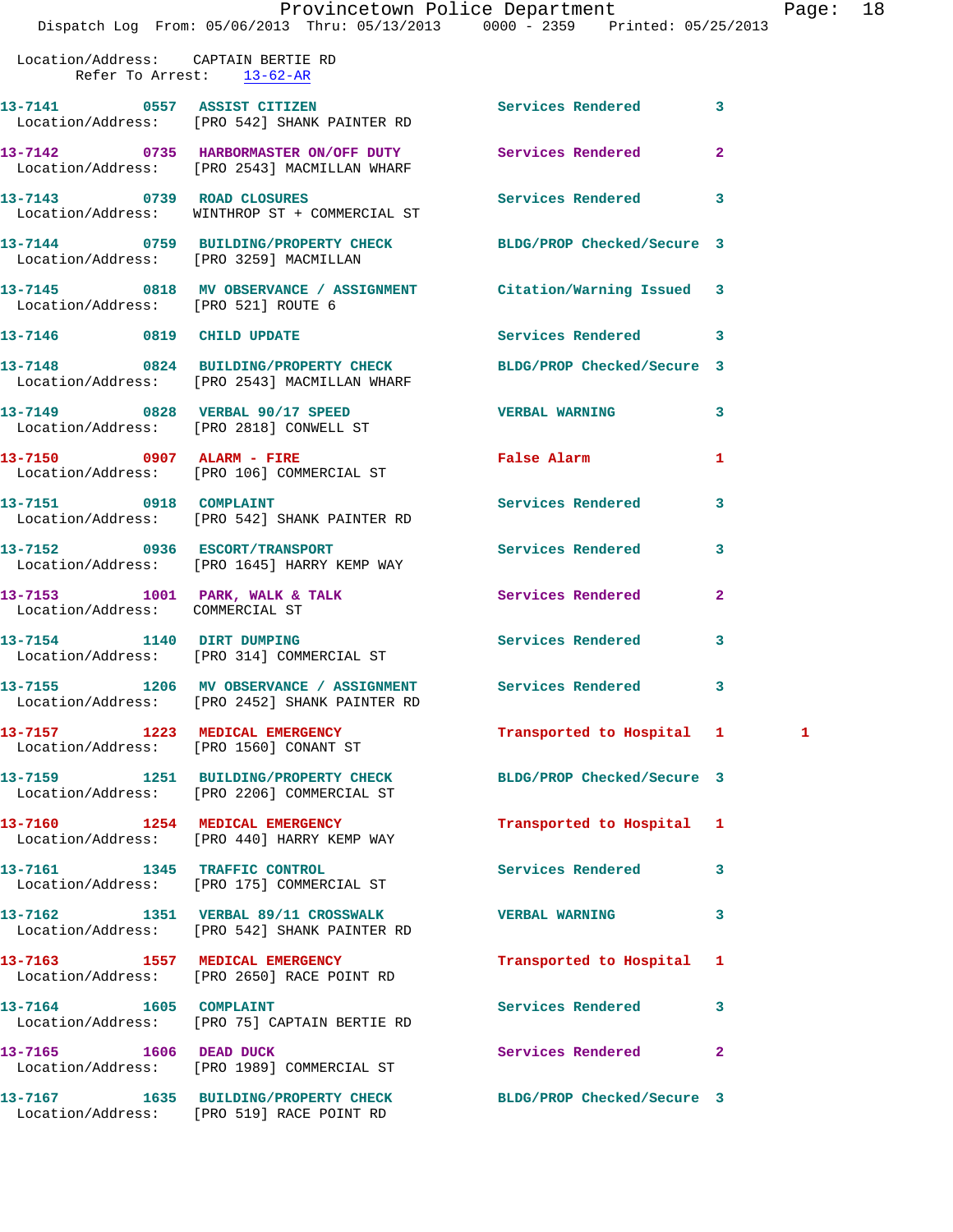Location/Address: CAPTAIN BERTIE RD
Refer To Arrest: 13-62-AR

| Call # | Time | Call Reason | Action | Priority | |
|---|---|---|---|---|---|
| 13-7141 | 0557 | ASSIST CITIZEN | Services Rendered | 3 | |
| | | Location/Address: [PRO 542] SHANK PAINTER RD | | | |
| 13-7142 | 0735 | HARBORMASTER ON/OFF DUTY | Services Rendered | 2 | |
| | | Location/Address: [PRO 2543] MACMILLAN WHARF | | | |
| 13-7143 | 0739 | ROAD CLOSURES | Services Rendered | 3 | |
| | | Location/Address: WINTHROP ST + COMMERCIAL ST | | | |
| 13-7144 | 0759 | BUILDING/PROPERTY CHECK | BLDG/PROP Checked/Secure | 3 | |
| | | Location/Address: [PRO 3259] MACMILLAN | | | |
| 13-7145 | 0818 | MV OBSERVANCE / ASSIGNMENT | Citation/Warning Issued | 3 | |
| | | Location/Address: [PRO 521] ROUTE 6 | | | |
| 13-7146 | 0819 | CHILD UPDATE | Services Rendered | 3 | |
| 13-7148 | 0824 | BUILDING/PROPERTY CHECK | BLDG/PROP Checked/Secure | 3 | |
| | | Location/Address: [PRO 2543] MACMILLAN WHARF | | | |
| 13-7149 | 0828 | VERBAL 90/17 SPEED | VERBAL WARNING | 3 | |
| | | Location/Address: [PRO 2818] CONWELL ST | | | |
| 13-7150 | 0907 | ALARM - FIRE | False Alarm | 1 | |
| | | Location/Address: [PRO 106] COMMERCIAL ST | | | |
| 13-7151 | 0918 | COMPLAINT | Services Rendered | 3 | |
| | | Location/Address: [PRO 542] SHANK PAINTER RD | | | |
| 13-7152 | 0936 | ESCORT/TRANSPORT | Services Rendered | 3 | |
| | | Location/Address: [PRO 1645] HARRY KEMP WAY | | | |
| 13-7153 | 1001 | PARK, WALK & TALK | Services Rendered | 2 | |
| | | Location/Address: COMMERCIAL ST | | | |
| 13-7154 | 1140 | DIRT DUMPING | Services Rendered | 3 | |
| | | Location/Address: [PRO 314] COMMERCIAL ST | | | |
| 13-7155 | 1206 | MV OBSERVANCE / ASSIGNMENT | Services Rendered | 3 | |
| | | Location/Address: [PRO 2452] SHANK PAINTER RD | | | |
| 13-7157 | 1223 | MEDICAL EMERGENCY | Transported to Hospital | 1 | 1 |
| | | Location/Address: [PRO 1560] CONANT ST | | | |
| 13-7159 | 1251 | BUILDING/PROPERTY CHECK | BLDG/PROP Checked/Secure | 3 | |
| | | Location/Address: [PRO 2206] COMMERCIAL ST | | | |
| 13-7160 | 1254 | MEDICAL EMERGENCY | Transported to Hospital | 1 | |
| | | Location/Address: [PRO 440] HARRY KEMP WAY | | | |
| 13-7161 | 1345 | TRAFFIC CONTROL | Services Rendered | 3 | |
| | | Location/Address: [PRO 175] COMMERCIAL ST | | | |
| 13-7162 | 1351 | VERBAL 89/11 CROSSWALK | VERBAL WARNING | 3 | |
| | | Location/Address: [PRO 542] SHANK PAINTER RD | | | |
| 13-7163 | 1557 | MEDICAL EMERGENCY | Transported to Hospital | 1 | |
| | | Location/Address: [PRO 2650] RACE POINT RD | | | |
| 13-7164 | 1605 | COMPLAINT | Services Rendered | 3 | |
| | | Location/Address: [PRO 75] CAPTAIN BERTIE RD | | | |
| 13-7165 | 1606 | DEAD DUCK | Services Rendered | 2 | |
| | | Location/Address: [PRO 1989] COMMERCIAL ST | | | |
| 13-7167 | 1635 | BUILDING/PROPERTY CHECK | BLDG/PROP Checked/Secure | 3 | |
| | | Location/Address: [PRO 519] RACE POINT RD | | | |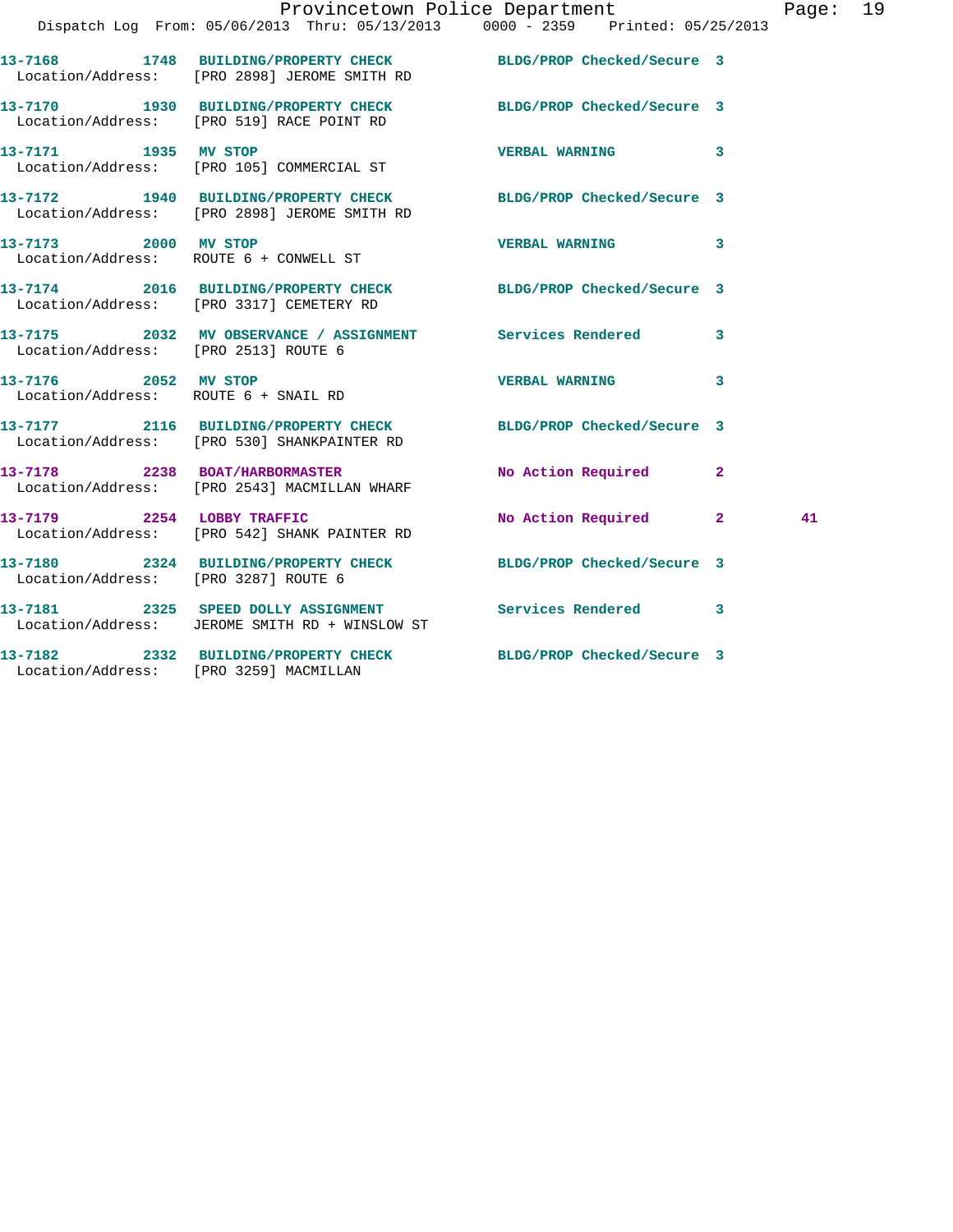13-7168 1748 BUILDING/PROPERTY CHECK BLDG/PROP Checked/Secure 3
Location/Address: [PRO 2898] JEROME SMITH RD

13-7170 1930 BUILDING/PROPERTY CHECK BLDG/PROP Checked/Secure 3
Location/Address: [PRO 519] RACE POINT RD

13-7171 1935 MV STOP VERBAL WARNING 3
Location/Address: [PRO 105] COMMERCIAL ST

13-7172 1940 BUILDING/PROPERTY CHECK BLDG/PROP Checked/Secure 3
Location/Address: [PRO 2898] JEROME SMITH RD

13-7173 2000 MV STOP VERBAL WARNING 3
Location/Address: ROUTE 6 + CONWELL ST

13-7174 2016 BUILDING/PROPERTY CHECK BLDG/PROP Checked/Secure 3
Location/Address: [PRO 3317] CEMETERY RD

13-7175 2032 MV OBSERVANCE / ASSIGNMENT Services Rendered 3
Location/Address: [PRO 2513] ROUTE 6

13-7176 2052 MV STOP VERBAL WARNING 3
Location/Address: ROUTE 6 + SNAIL RD

13-7177 2116 BUILDING/PROPERTY CHECK BLDG/PROP Checked/Secure 3
Location/Address: [PRO 530] SHANKPAINTER RD

13-7178 2238 BOAT/HARBORMASTER No Action Required 2
Location/Address: [PRO 2543] MACMILLAN WHARF

13-7179 2254 LOBBY TRAFFIC No Action Required 2 41
Location/Address: [PRO 542] SHANK PAINTER RD

13-7180 2324 BUILDING/PROPERTY CHECK BLDG/PROP Checked/Secure 3
Location/Address: [PRO 3287] ROUTE 6

13-7181 2325 SPEED DOLLY ASSIGNMENT Services Rendered 3
Location/Address: JEROME SMITH RD + WINSLOW ST

13-7182 2332 BUILDING/PROPERTY CHECK BLDG/PROP Checked/Secure 3
Location/Address: [PRO 3259] MACMILLAN